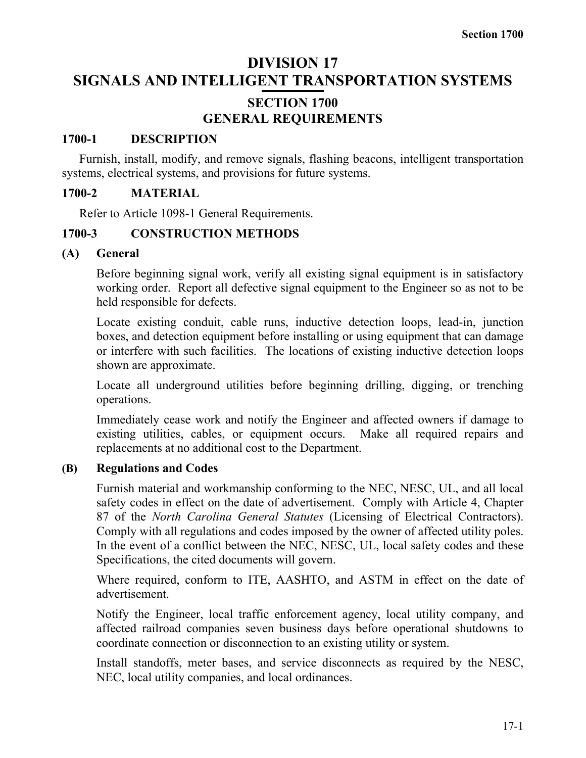# DIVISION 17
# SIGNALS AND INTELLIGENT TRANSPORTATION SYSTEMS

## SECTION 1700
## GENERAL REQUIREMENTS

### 1700-1 DESCRIPTION

Furnish, install, modify, and remove signals, flashing beacons, intelligent transportation systems, electrical systems, and provisions for future systems.

### 1700-2 MATERIAL

Refer to Article 1098-1 General Requirements.

### 1700-3 CONSTRUCTION METHODS

#### (A) General

Before beginning signal work, verify all existing signal equipment is in satisfactory working order. Report all defective signal equipment to the Engineer so as not to be held responsible for defects.

Locate existing conduit, cable runs, inductive detection loops, lead-in, junction boxes, and detection equipment before installing or using equipment that can damage or interfere with such facilities. The locations of existing inductive detection loops shown are approximate.

Locate all underground utilities before beginning drilling, digging, or trenching operations.

Immediately cease work and notify the Engineer and affected owners if damage to existing utilities, cables, or equipment occurs. Make all required repairs and replacements at no additional cost to the Department.

#### (B) Regulations and Codes

Furnish material and workmanship conforming to the NEC, NESC, UL, and all local safety codes in effect on the date of advertisement. Comply with Article 4, Chapter 87 of the *North Carolina General Statutes* (Licensing of Electrical Contractors). Comply with all regulations and codes imposed by the owner of affected utility poles. In the event of a conflict between the NEC, NESC, UL, local safety codes and these Specifications, the cited documents will govern.

Where required, conform to ITE, AASHTO, and ASTM in effect on the date of advertisement.

Notify the Engineer, local traffic enforcement agency, local utility company, and affected railroad companies seven business days before operational shutdowns to coordinate connection or disconnection to an existing utility or system.

Install standoffs, meter bases, and service disconnects as required by the NESC, NEC, local utility companies, and local ordinances.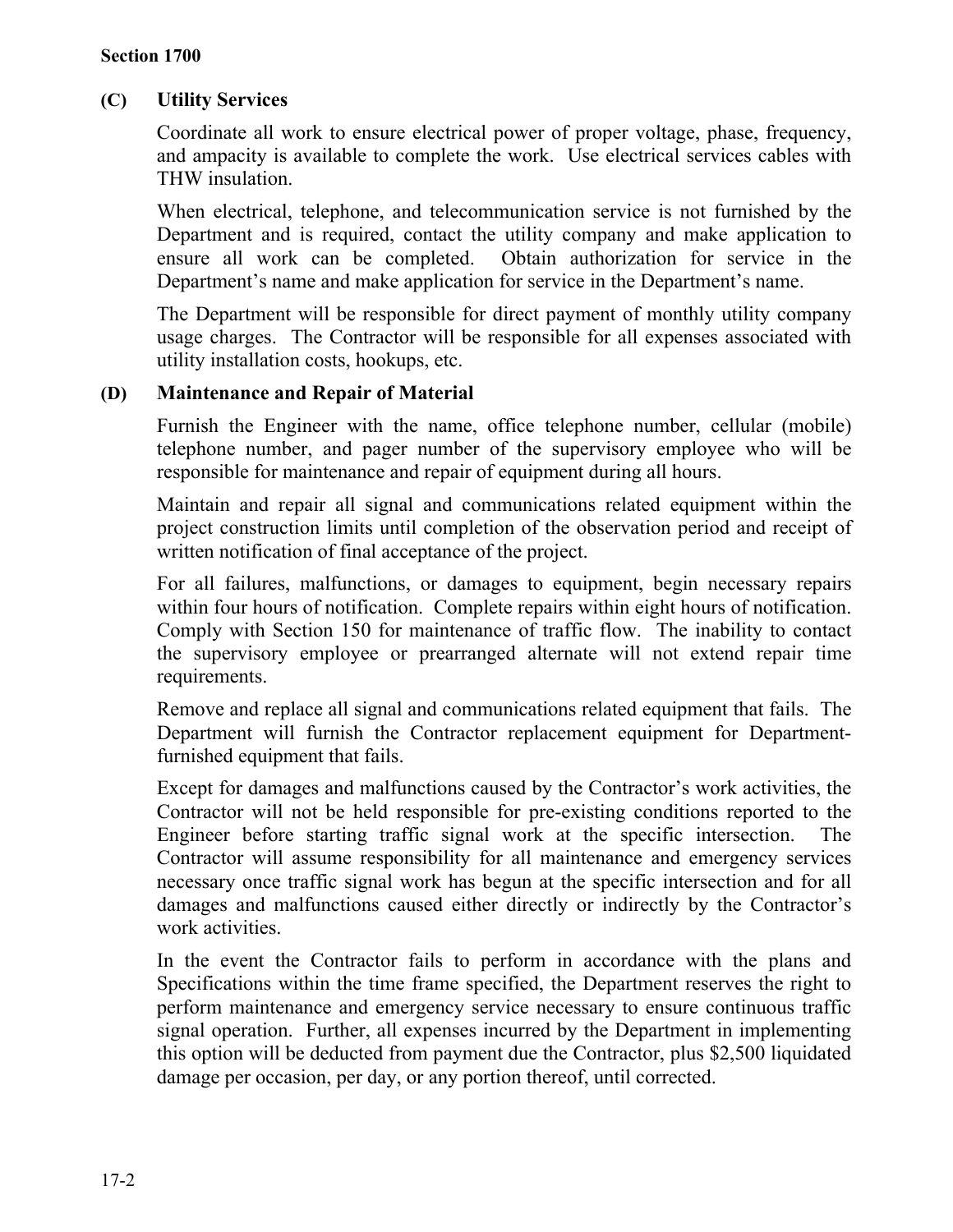### (C) Utility Services

Coordinate all work to ensure electrical power of proper voltage, phase, frequency, and ampacity is available to complete the work. Use electrical services cables with THW insulation.

When electrical, telephone, and telecommunication service is not furnished by the Department and is required, contact the utility company and make application to ensure all work can be completed. Obtain authorization for service in the Department's name and make application for service in the Department's name.

The Department will be responsible for direct payment of monthly utility company usage charges. The Contractor will be responsible for all expenses associated with utility installation costs, hookups, etc.

### (D) Maintenance and Repair of Material

Furnish the Engineer with the name, office telephone number, cellular (mobile) telephone number, and pager number of the supervisory employee who will be responsible for maintenance and repair of equipment during all hours.

Maintain and repair all signal and communications related equipment within the project construction limits until completion of the observation period and receipt of written notification of final acceptance of the project.

For all failures, malfunctions, or damages to equipment, begin necessary repairs within four hours of notification. Complete repairs within eight hours of notification. Comply with Section 150 for maintenance of traffic flow. The inability to contact the supervisory employee or prearranged alternate will not extend repair time requirements.

Remove and replace all signal and communications related equipment that fails. The Department will furnish the Contractor replacement equipment for Department-furnished equipment that fails.

Except for damages and malfunctions caused by the Contractor's work activities, the Contractor will not be held responsible for pre-existing conditions reported to the Engineer before starting traffic signal work at the specific intersection. The Contractor will assume responsibility for all maintenance and emergency services necessary once traffic signal work has begun at the specific intersection and for all damages and malfunctions caused either directly or indirectly by the Contractor's work activities.

In the event the Contractor fails to perform in accordance with the plans and Specifications within the time frame specified, the Department reserves the right to perform maintenance and emergency service necessary to ensure continuous traffic signal operation. Further, all expenses incurred by the Department in implementing this option will be deducted from payment due the Contractor, plus $2,500 liquidated damage per occasion, per day, or any portion thereof, until corrected.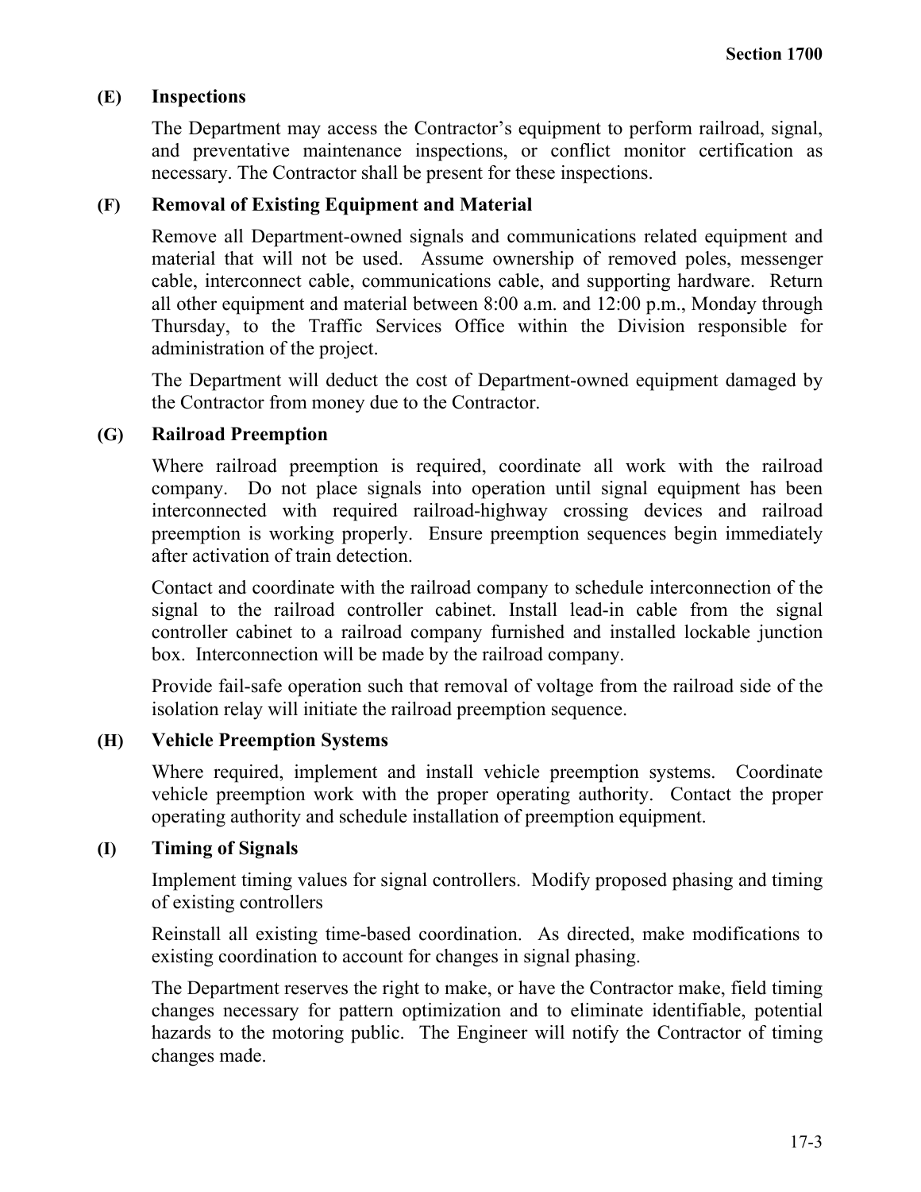**(E) Inspections**

The Department may access the Contractor's equipment to perform railroad, signal, and preventative maintenance inspections, or conflict monitor certification as necessary. The Contractor shall be present for these inspections.

**(F) Removal of Existing Equipment and Material**

Remove all Department-owned signals and communications related equipment and material that will not be used. Assume ownership of removed poles, messenger cable, interconnect cable, communications cable, and supporting hardware. Return all other equipment and material between 8:00 a.m. and 12:00 p.m., Monday through Thursday, to the Traffic Services Office within the Division responsible for administration of the project.

The Department will deduct the cost of Department-owned equipment damaged by the Contractor from money due to the Contractor.

**(G) Railroad Preemption**

Where railroad preemption is required, coordinate all work with the railroad company. Do not place signals into operation until signal equipment has been interconnected with required railroad-highway crossing devices and railroad preemption is working properly. Ensure preemption sequences begin immediately after activation of train detection.

Contact and coordinate with the railroad company to schedule interconnection of the signal to the railroad controller cabinet. Install lead-in cable from the signal controller cabinet to a railroad company furnished and installed lockable junction box. Interconnection will be made by the railroad company.

Provide fail-safe operation such that removal of voltage from the railroad side of the isolation relay will initiate the railroad preemption sequence.

**(H) Vehicle Preemption Systems**

Where required, implement and install vehicle preemption systems. Coordinate vehicle preemption work with the proper operating authority. Contact the proper operating authority and schedule installation of preemption equipment.

**(I) Timing of Signals**

Implement timing values for signal controllers. Modify proposed phasing and timing of existing controllers

Reinstall all existing time-based coordination. As directed, make modifications to existing coordination to account for changes in signal phasing.

The Department reserves the right to make, or have the Contractor make, field timing changes necessary for pattern optimization and to eliminate identifiable, potential hazards to the motoring public. The Engineer will notify the Contractor of timing changes made.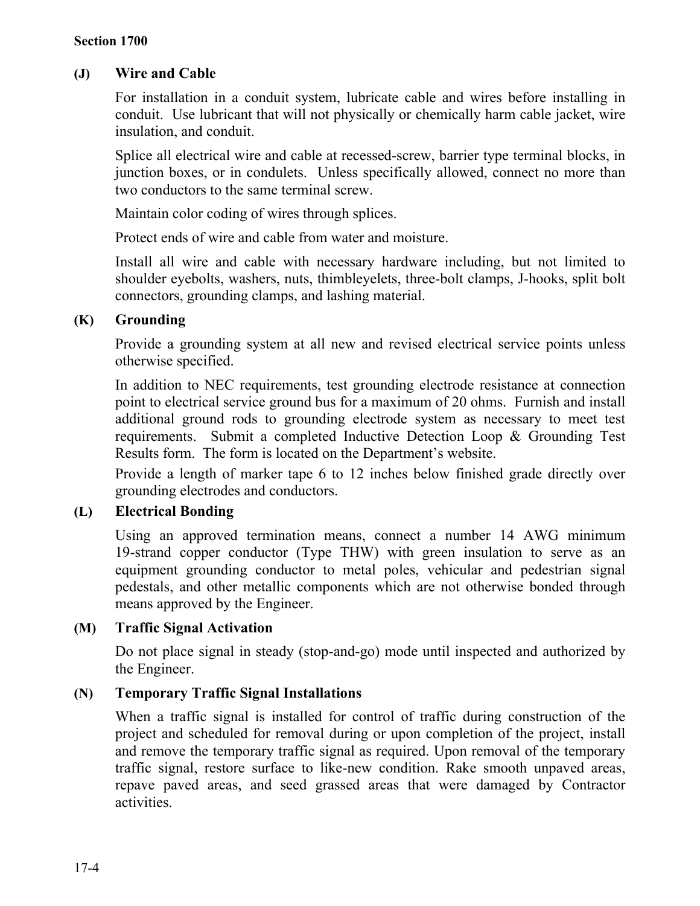### (J) Wire and Cable

For installation in a conduit system, lubricate cable and wires before installing in conduit. Use lubricant that will not physically or chemically harm cable jacket, wire insulation, and conduit.

Splice all electrical wire and cable at recessed-screw, barrier type terminal blocks, in junction boxes, or in condulets. Unless specifically allowed, connect no more than two conductors to the same terminal screw.

Maintain color coding of wires through splices.

Protect ends of wire and cable from water and moisture.

Install all wire and cable with necessary hardware including, but not limited to shoulder eyebolts, washers, nuts, thimbleyelets, three-bolt clamps, J-hooks, split bolt connectors, grounding clamps, and lashing material.

### (K) Grounding

Provide a grounding system at all new and revised electrical service points unless otherwise specified.

In addition to NEC requirements, test grounding electrode resistance at connection point to electrical service ground bus for a maximum of 20 ohms. Furnish and install additional ground rods to grounding electrode system as necessary to meet test requirements. Submit a completed Inductive Detection Loop & Grounding Test Results form. The form is located on the Department's website.

Provide a length of marker tape 6 to 12 inches below finished grade directly over grounding electrodes and conductors.

### (L) Electrical Bonding

Using an approved termination means, connect a number 14 AWG minimum 19-strand copper conductor (Type THW) with green insulation to serve as an equipment grounding conductor to metal poles, vehicular and pedestrian signal pedestals, and other metallic components which are not otherwise bonded through means approved by the Engineer.

### (M) Traffic Signal Activation

Do not place signal in steady (stop-and-go) mode until inspected and authorized by the Engineer.

### (N) Temporary Traffic Signal Installations

When a traffic signal is installed for control of traffic during construction of the project and scheduled for removal during or upon completion of the project, install and remove the temporary traffic signal as required. Upon removal of the temporary traffic signal, restore surface to like-new condition. Rake smooth unpaved areas, repave paved areas, and seed grassed areas that were damaged by Contractor activities.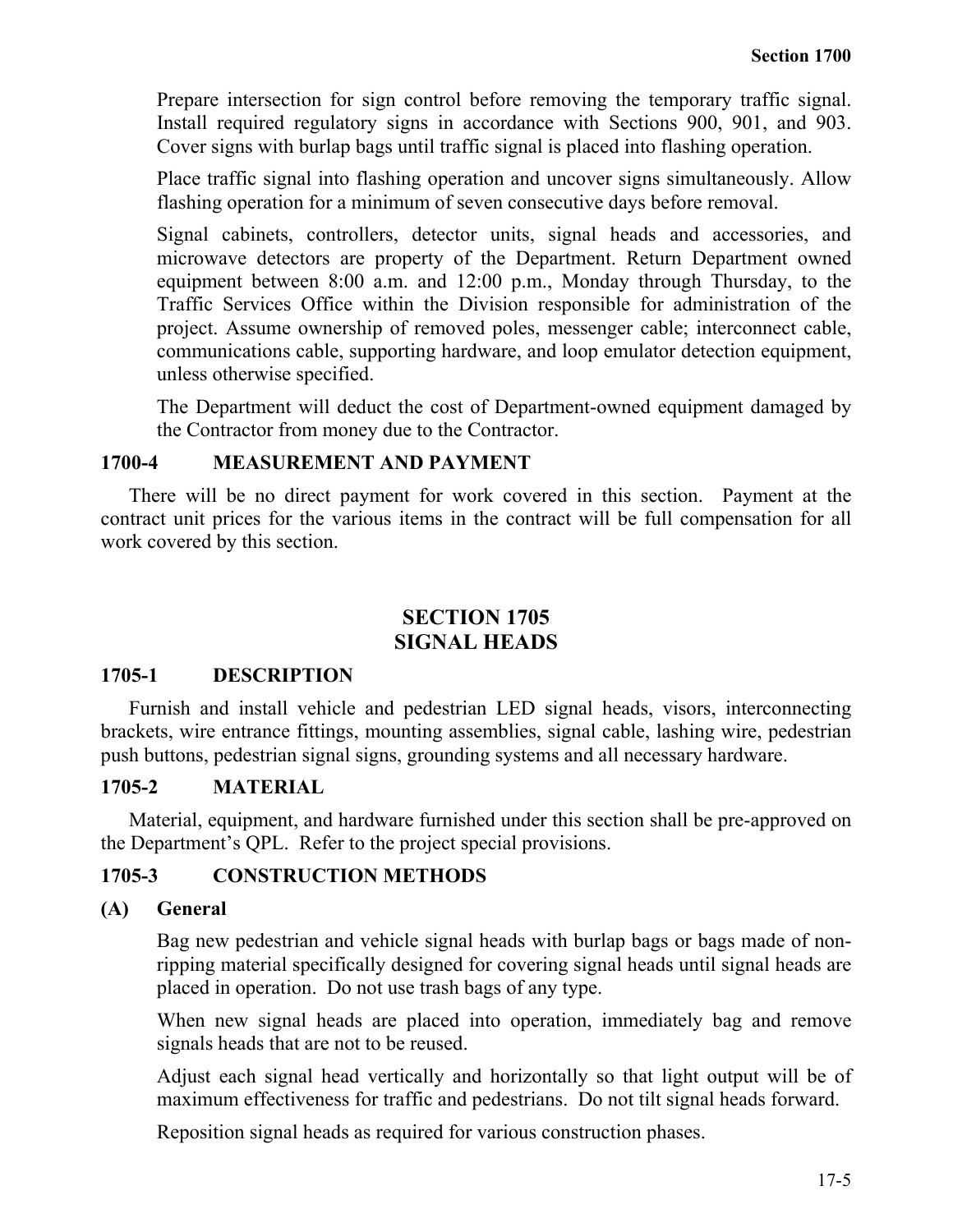Prepare intersection for sign control before removing the temporary traffic signal. Install required regulatory signs in accordance with Sections 900, 901, and 903. Cover signs with burlap bags until traffic signal is placed into flashing operation.

Place traffic signal into flashing operation and uncover signs simultaneously. Allow flashing operation for a minimum of seven consecutive days before removal.

Signal cabinets, controllers, detector units, signal heads and accessories, and microwave detectors are property of the Department. Return Department owned equipment between 8:00 a.m. and 12:00 p.m., Monday through Thursday, to the Traffic Services Office within the Division responsible for administration of the project. Assume ownership of removed poles, messenger cable; interconnect cable, communications cable, supporting hardware, and loop emulator detection equipment, unless otherwise specified.

The Department will deduct the cost of Department-owned equipment damaged by the Contractor from money due to the Contractor.

### 1700-4 MEASUREMENT AND PAYMENT

There will be no direct payment for work covered in this section. Payment at the contract unit prices for the various items in the contract will be full compensation for all work covered by this section.

## SECTION 1705
## SIGNAL HEADS

### 1705-1 DESCRIPTION

Furnish and install vehicle and pedestrian LED signal heads, visors, interconnecting brackets, wire entrance fittings, mounting assemblies, signal cable, lashing wire, pedestrian push buttons, pedestrian signal signs, grounding systems and all necessary hardware.

### 1705-2 MATERIAL

Material, equipment, and hardware furnished under this section shall be pre-approved on the Department's QPL. Refer to the project special provisions.

### 1705-3 CONSTRUCTION METHODS

#### (A) General

Bag new pedestrian and vehicle signal heads with burlap bags or bags made of non-ripping material specifically designed for covering signal heads until signal heads are placed in operation. Do not use trash bags of any type.

When new signal heads are placed into operation, immediately bag and remove signals heads that are not to be reused.

Adjust each signal head vertically and horizontally so that light output will be of maximum effectiveness for traffic and pedestrians. Do not tilt signal heads forward.

Reposition signal heads as required for various construction phases.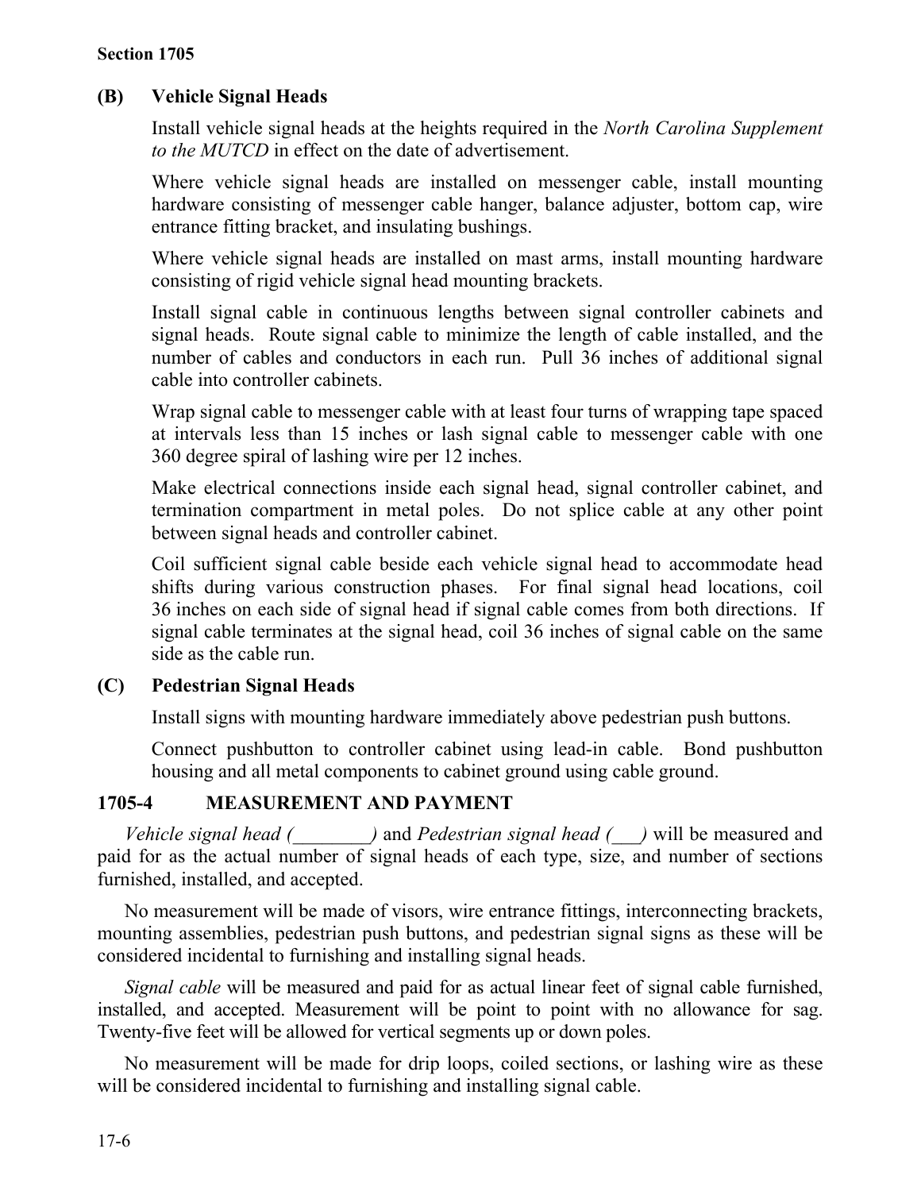### (B) Vehicle Signal Heads

Install vehicle signal heads at the heights required in the *North Carolina Supplement to the MUTCD* in effect on the date of advertisement.

Where vehicle signal heads are installed on messenger cable, install mounting hardware consisting of messenger cable hanger, balance adjuster, bottom cap, wire entrance fitting bracket, and insulating bushings.

Where vehicle signal heads are installed on mast arms, install mounting hardware consisting of rigid vehicle signal head mounting brackets.

Install signal cable in continuous lengths between signal controller cabinets and signal heads. Route signal cable to minimize the length of cable installed, and the number of cables and conductors in each run. Pull 36 inches of additional signal cable into controller cabinets.

Wrap signal cable to messenger cable with at least four turns of wrapping tape spaced at intervals less than 15 inches or lash signal cable to messenger cable with one 360 degree spiral of lashing wire per 12 inches.

Make electrical connections inside each signal head, signal controller cabinet, and termination compartment in metal poles. Do not splice cable at any other point between signal heads and controller cabinet.

Coil sufficient signal cable beside each vehicle signal head to accommodate head shifts during various construction phases. For final signal head locations, coil 36 inches on each side of signal head if signal cable comes from both directions. If signal cable terminates at the signal head, coil 36 inches of signal cable on the same side as the cable run.

### (C) Pedestrian Signal Heads

Install signs with mounting hardware immediately above pedestrian push buttons.

Connect pushbutton to controller cabinet using lead-in cable. Bond pushbutton housing and all metal components to cabinet ground using cable ground.

## 1705-4 MEASUREMENT AND PAYMENT

*Vehicle signal head (________)* and *Pedestrian signal head (___)* will be measured and paid for as the actual number of signal heads of each type, size, and number of sections furnished, installed, and accepted.

No measurement will be made of visors, wire entrance fittings, interconnecting brackets, mounting assemblies, pedestrian push buttons, and pedestrian signal signs as these will be considered incidental to furnishing and installing signal heads.

*Signal cable* will be measured and paid for as actual linear feet of signal cable furnished, installed, and accepted. Measurement will be point to point with no allowance for sag. Twenty-five feet will be allowed for vertical segments up or down poles.

No measurement will be made for drip loops, coiled sections, or lashing wire as these will be considered incidental to furnishing and installing signal cable.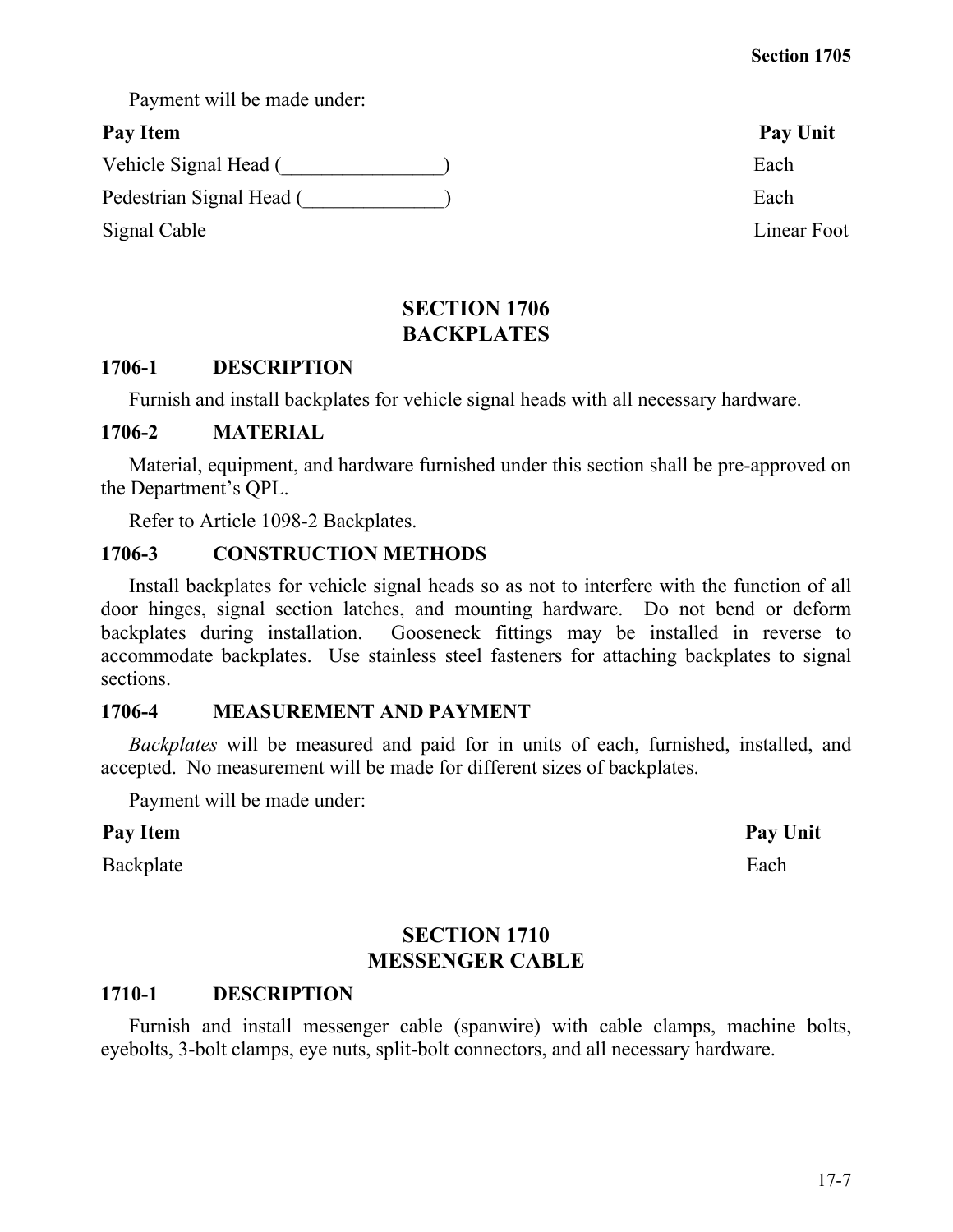Payment will be made under:

| Pay Item | Pay Unit |
|---|---|
| Vehicle Signal Head (________________) | Each |
| Pedestrian Signal Head (______________) | Each |
| Signal Cable | Linear Foot |

## SECTION 1706
## BACKPLATES

### 1706-1 DESCRIPTION

Furnish and install backplates for vehicle signal heads with all necessary hardware.

### 1706-2 MATERIAL

Material, equipment, and hardware furnished under this section shall be pre-approved on the Department's QPL.

Refer to Article 1098-2 Backplates.

### 1706-3 CONSTRUCTION METHODS

Install backplates for vehicle signal heads so as not to interfere with the function of all door hinges, signal section latches, and mounting hardware. Do not bend or deform backplates during installation. Gooseneck fittings may be installed in reverse to accommodate backplates. Use stainless steel fasteners for attaching backplates to signal sections.

### 1706-4 MEASUREMENT AND PAYMENT

*Backplates* will be measured and paid for in units of each, furnished, installed, and accepted. No measurement will be made for different sizes of backplates.

Payment will be made under:

| Pay Item | Pay Unit |
|---|---|
| Backplate | Each |

## SECTION 1710
## MESSENGER CABLE

### 1710-1 DESCRIPTION

Furnish and install messenger cable (spanwire) with cable clamps, machine bolts, eyebolts, 3-bolt clamps, eye nuts, split-bolt connectors, and all necessary hardware.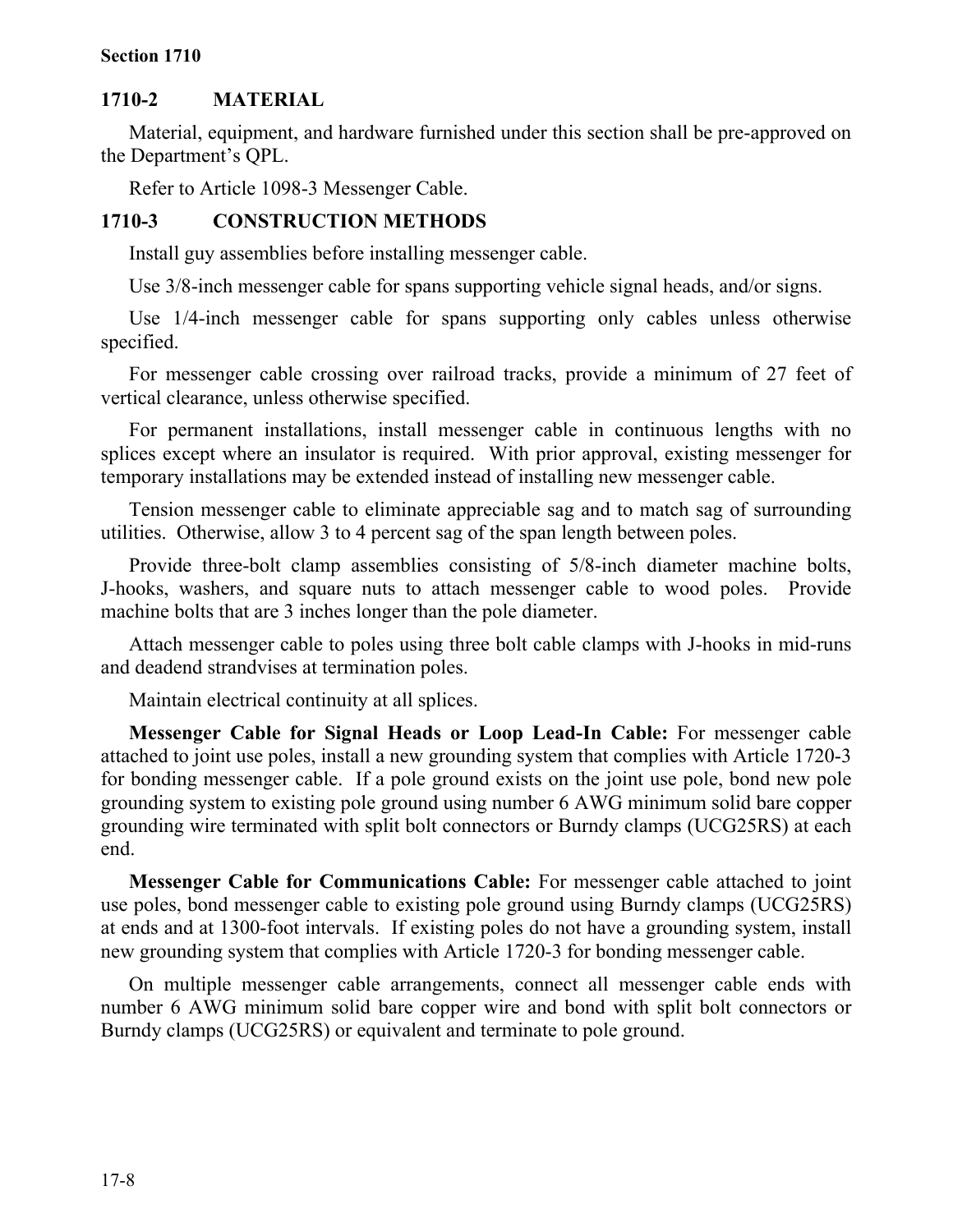## 1710-2 MATERIAL

Material, equipment, and hardware furnished under this section shall be pre-approved on the Department's QPL.

Refer to Article 1098-3 Messenger Cable.

## 1710-3 CONSTRUCTION METHODS

Install guy assemblies before installing messenger cable.

Use 3/8-inch messenger cable for spans supporting vehicle signal heads, and/or signs.

Use 1/4-inch messenger cable for spans supporting only cables unless otherwise specified.

For messenger cable crossing over railroad tracks, provide a minimum of 27 feet of vertical clearance, unless otherwise specified.

For permanent installations, install messenger cable in continuous lengths with no splices except where an insulator is required. With prior approval, existing messenger for temporary installations may be extended instead of installing new messenger cable.

Tension messenger cable to eliminate appreciable sag and to match sag of surrounding utilities. Otherwise, allow 3 to 4 percent sag of the span length between poles.

Provide three-bolt clamp assemblies consisting of 5/8-inch diameter machine bolts, J-hooks, washers, and square nuts to attach messenger cable to wood poles. Provide machine bolts that are 3 inches longer than the pole diameter.

Attach messenger cable to poles using three bolt cable clamps with J-hooks in mid-runs and deadend strandvises at termination poles.

Maintain electrical continuity at all splices.

**Messenger Cable for Signal Heads or Loop Lead-In Cable:** For messenger cable attached to joint use poles, install a new grounding system that complies with Article 1720-3 for bonding messenger cable. If a pole ground exists on the joint use pole, bond new pole grounding system to existing pole ground using number 6 AWG minimum solid bare copper grounding wire terminated with split bolt connectors or Burndy clamps (UCG25RS) at each end.

**Messenger Cable for Communications Cable:** For messenger cable attached to joint use poles, bond messenger cable to existing pole ground using Burndy clamps (UCG25RS) at ends and at 1300-foot intervals. If existing poles do not have a grounding system, install new grounding system that complies with Article 1720-3 for bonding messenger cable.

On multiple messenger cable arrangements, connect all messenger cable ends with number 6 AWG minimum solid bare copper wire and bond with split bolt connectors or Burndy clamps (UCG25RS) or equivalent and terminate to pole ground.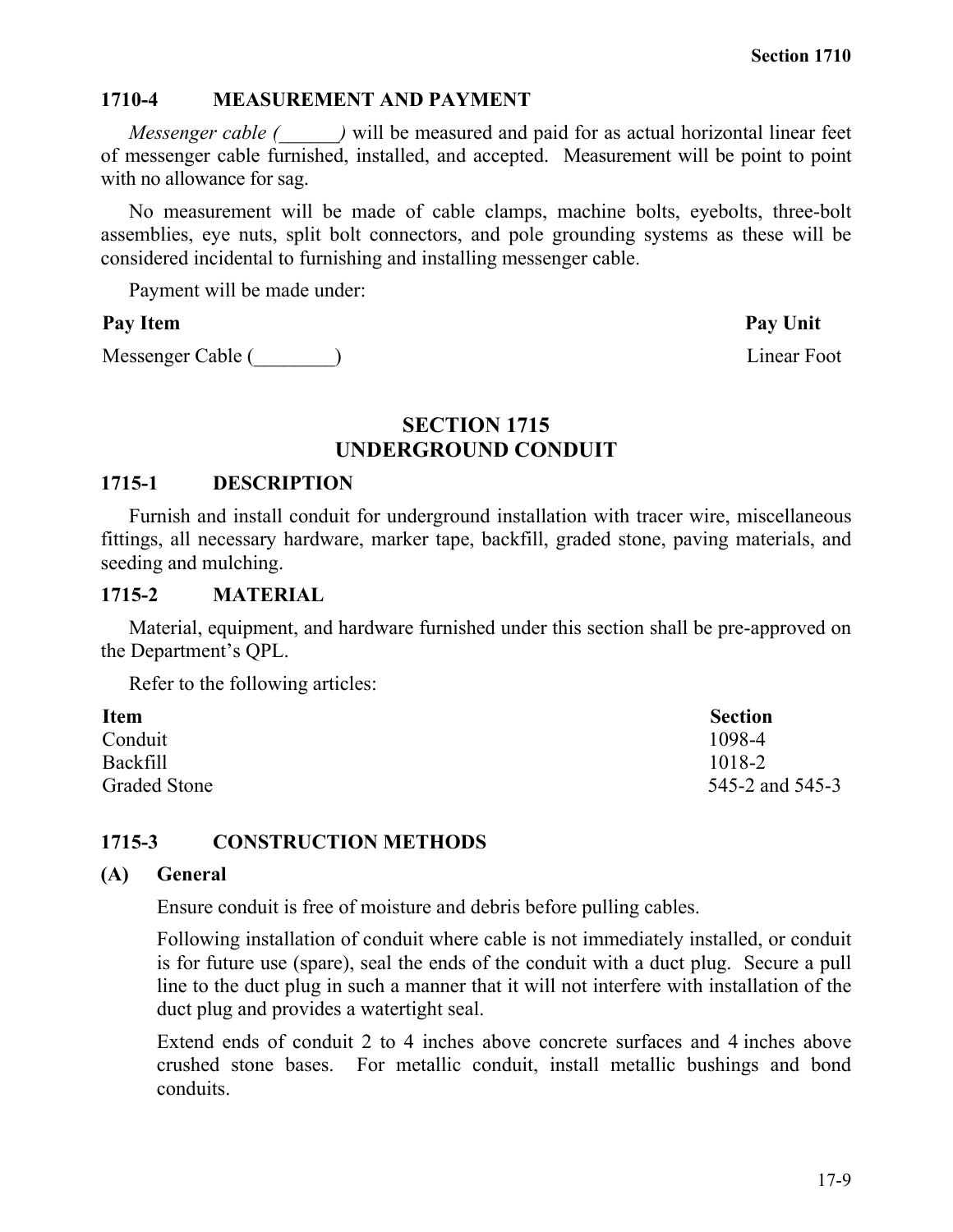### 1710-4 MEASUREMENT AND PAYMENT

*Messenger cable (______)* will be measured and paid for as actual horizontal linear feet of messenger cable furnished, installed, and accepted. Measurement will be point to point with no allowance for sag.

No measurement will be made of cable clamps, machine bolts, eyebolts, three-bolt assemblies, eye nuts, split bolt connectors, and pole grounding systems as these will be considered incidental to furnishing and installing messenger cable.

Payment will be made under:

| Pay Item | Pay Unit |
|---|---|
| Messenger Cable (________) | Linear Foot |

## SECTION 1715 UNDERGROUND CONDUIT

### 1715-1 DESCRIPTION

Furnish and install conduit for underground installation with tracer wire, miscellaneous fittings, all necessary hardware, marker tape, backfill, graded stone, paving materials, and seeding and mulching.

### 1715-2 MATERIAL

Material, equipment, and hardware furnished under this section shall be pre-approved on the Department's QPL.

Refer to the following articles:

| Item | Section |
|---|---|
| Conduit | 1098-4 |
| Backfill | 1018-2 |
| Graded Stone | 545-2 and 545-3 |

### 1715-3 CONSTRUCTION METHODS

**(A) General**

Ensure conduit is free of moisture and debris before pulling cables.

Following installation of conduit where cable is not immediately installed, or conduit is for future use (spare), seal the ends of the conduit with a duct plug. Secure a pull line to the duct plug in such a manner that it will not interfere with installation of the duct plug and provides a watertight seal.

Extend ends of conduit 2 to 4 inches above concrete surfaces and 4 inches above crushed stone bases. For metallic conduit, install metallic bushings and bond conduits.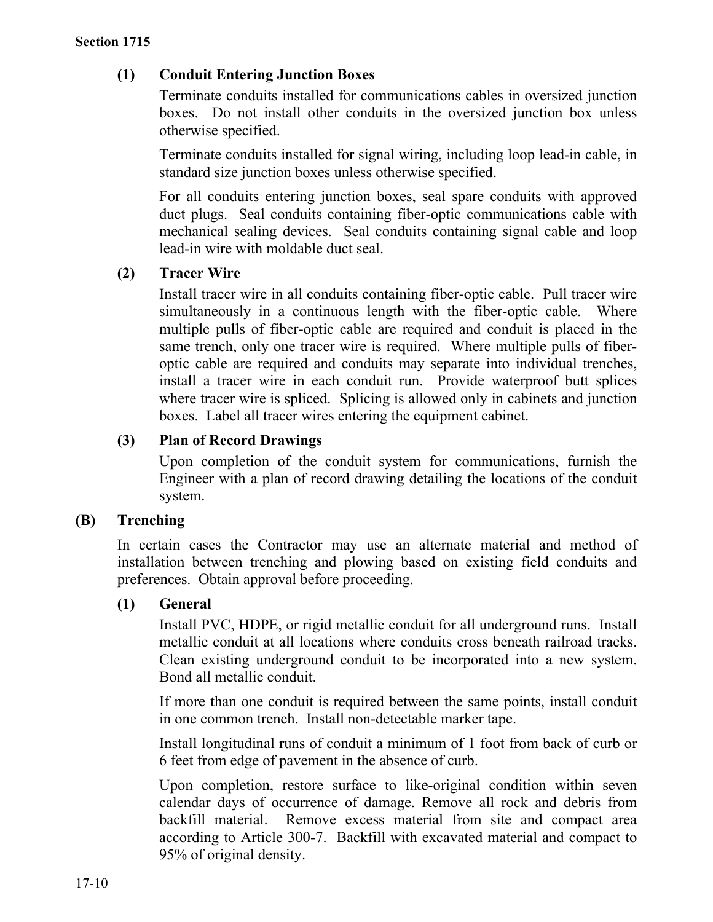#### (1) Conduit Entering Junction Boxes

Terminate conduits installed for communications cables in oversized junction boxes. Do not install other conduits in the oversized junction box unless otherwise specified.

Terminate conduits installed for signal wiring, including loop lead-in cable, in standard size junction boxes unless otherwise specified.

For all conduits entering junction boxes, seal spare conduits with approved duct plugs. Seal conduits containing fiber-optic communications cable with mechanical sealing devices. Seal conduits containing signal cable and loop lead-in wire with moldable duct seal.

#### (2) Tracer Wire

Install tracer wire in all conduits containing fiber-optic cable. Pull tracer wire simultaneously in a continuous length with the fiber-optic cable. Where multiple pulls of fiber-optic cable are required and conduit is placed in the same trench, only one tracer wire is required. Where multiple pulls of fiber-optic cable are required and conduits may separate into individual trenches, install a tracer wire in each conduit run. Provide waterproof butt splices where tracer wire is spliced. Splicing is allowed only in cabinets and junction boxes. Label all tracer wires entering the equipment cabinet.

#### (3) Plan of Record Drawings

Upon completion of the conduit system for communications, furnish the Engineer with a plan of record drawing detailing the locations of the conduit system.

### (B) Trenching

In certain cases the Contractor may use an alternate material and method of installation between trenching and plowing based on existing field conduits and preferences. Obtain approval before proceeding.

#### (1) General

Install PVC, HDPE, or rigid metallic conduit for all underground runs. Install metallic conduit at all locations where conduits cross beneath railroad tracks. Clean existing underground conduit to be incorporated into a new system. Bond all metallic conduit.

If more than one conduit is required between the same points, install conduit in one common trench. Install non-detectable marker tape.

Install longitudinal runs of conduit a minimum of 1 foot from back of curb or 6 feet from edge of pavement in the absence of curb.

Upon completion, restore surface to like-original condition within seven calendar days of occurrence of damage. Remove all rock and debris from backfill material. Remove excess material from site and compact area according to Article 300-7. Backfill with excavated material and compact to 95% of original density.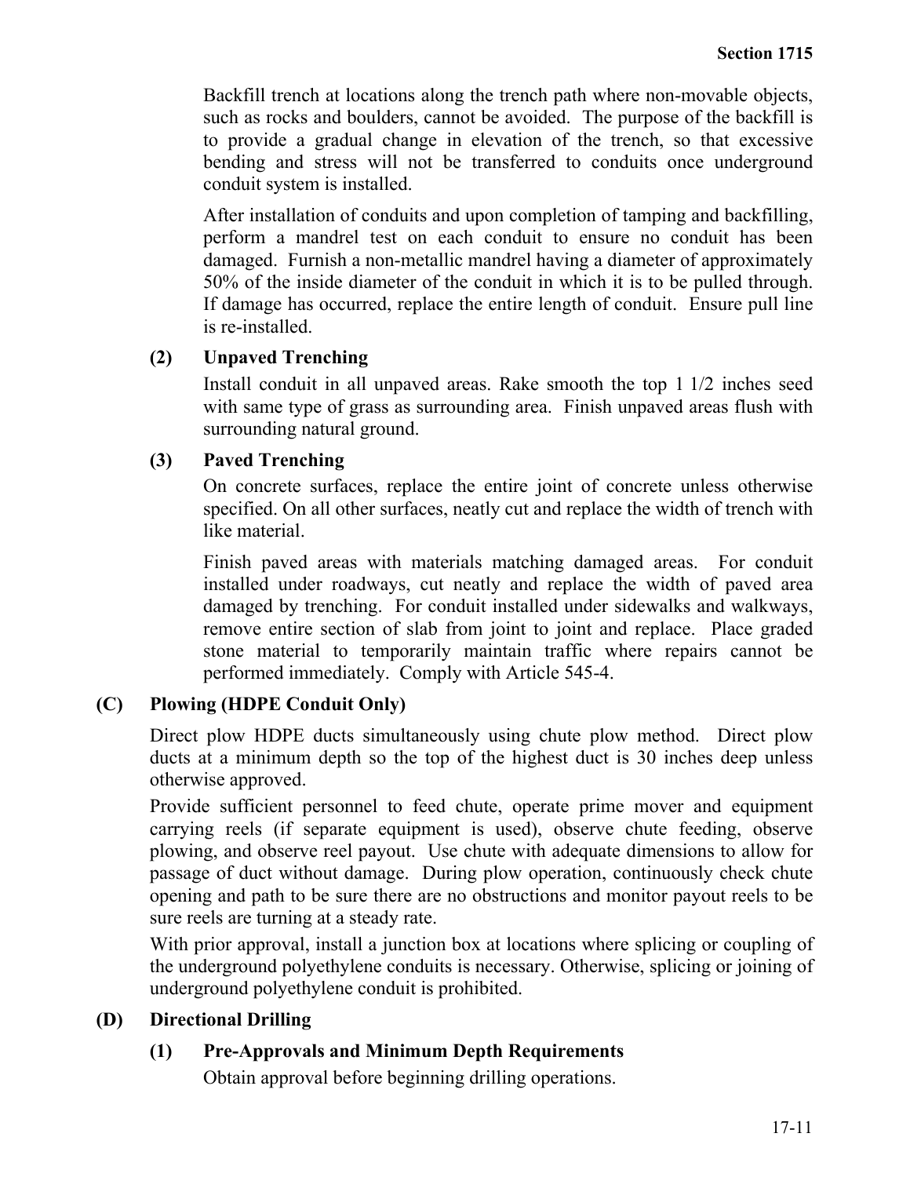Backfill trench at locations along the trench path where non-movable objects, such as rocks and boulders, cannot be avoided. The purpose of the backfill is to provide a gradual change in elevation of the trench, so that excessive bending and stress will not be transferred to conduits once underground conduit system is installed.

After installation of conduits and upon completion of tamping and backfilling, perform a mandrel test on each conduit to ensure no conduit has been damaged. Furnish a non-metallic mandrel having a diameter of approximately 50% of the inside diameter of the conduit in which it is to be pulled through. If damage has occurred, replace the entire length of conduit. Ensure pull line is re-installed.

**(2) Unpaved Trenching**

Install conduit in all unpaved areas. Rake smooth the top 1 1/2 inches seed with same type of grass as surrounding area. Finish unpaved areas flush with surrounding natural ground.

**(3) Paved Trenching**

On concrete surfaces, replace the entire joint of concrete unless otherwise specified. On all other surfaces, neatly cut and replace the width of trench with like material.

Finish paved areas with materials matching damaged areas. For conduit installed under roadways, cut neatly and replace the width of paved area damaged by trenching. For conduit installed under sidewalks and walkways, remove entire section of slab from joint to joint and replace. Place graded stone material to temporarily maintain traffic where repairs cannot be performed immediately. Comply with Article 545-4.

**(C) Plowing (HDPE Conduit Only)**

Direct plow HDPE ducts simultaneously using chute plow method. Direct plow ducts at a minimum depth so the top of the highest duct is 30 inches deep unless otherwise approved.

Provide sufficient personnel to feed chute, operate prime mover and equipment carrying reels (if separate equipment is used), observe chute feeding, observe plowing, and observe reel payout. Use chute with adequate dimensions to allow for passage of duct without damage. During plow operation, continuously check chute opening and path to be sure there are no obstructions and monitor payout reels to be sure reels are turning at a steady rate.

With prior approval, install a junction box at locations where splicing or coupling of the underground polyethylene conduits is necessary. Otherwise, splicing or joining of underground polyethylene conduit is prohibited.

**(D) Directional Drilling**

**(1) Pre-Approvals and Minimum Depth Requirements**

Obtain approval before beginning drilling operations.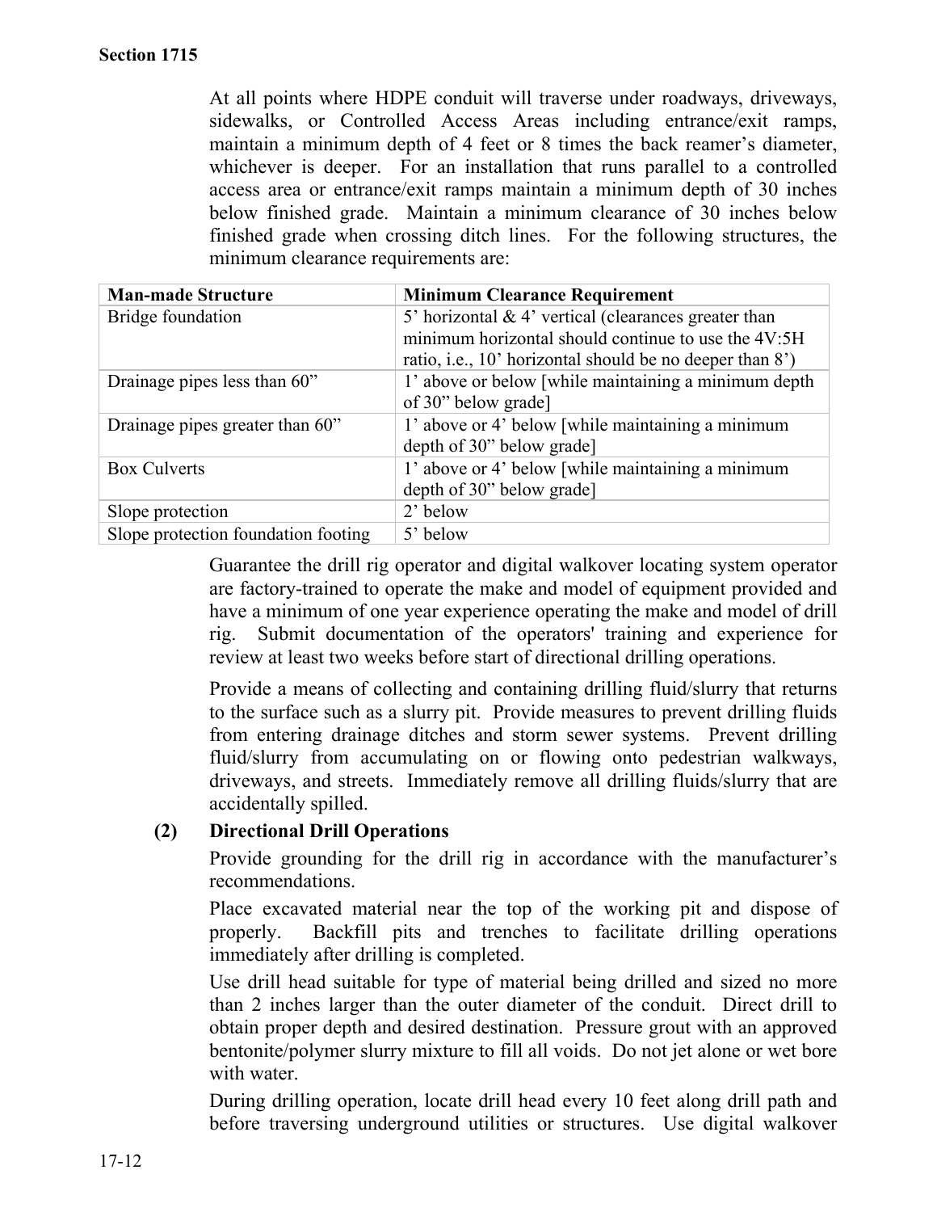At all points where HDPE conduit will traverse under roadways, driveways, sidewalks, or Controlled Access Areas including entrance/exit ramps, maintain a minimum depth of 4 feet or 8 times the back reamer's diameter, whichever is deeper. For an installation that runs parallel to a controlled access area or entrance/exit ramps maintain a minimum depth of 30 inches below finished grade. Maintain a minimum clearance of 30 inches below finished grade when crossing ditch lines. For the following structures, the minimum clearance requirements are:

| Man-made Structure | Minimum Clearance Requirement |
|---|---|
| Bridge foundation | 5' horizontal & 4' vertical (clearances greater than minimum horizontal should continue to use the 4V:5H ratio, i.e., 10' horizontal should be no deeper than 8') |
| Drainage pipes less than 60" | 1' above or below [while maintaining a minimum depth of 30" below grade] |
| Drainage pipes greater than 60" | 1' above or 4' below [while maintaining a minimum depth of 30" below grade] |
| Box Culverts | 1' above or 4' below [while maintaining a minimum depth of 30" below grade] |
| Slope protection | 2' below |
| Slope protection foundation footing | 5' below |

Guarantee the drill rig operator and digital walkover locating system operator are factory-trained to operate the make and model of equipment provided and have a minimum of one year experience operating the make and model of drill rig. Submit documentation of the operators' training and experience for review at least two weeks before start of directional drilling operations.

Provide a means of collecting and containing drilling fluid/slurry that returns to the surface such as a slurry pit. Provide measures to prevent drilling fluids from entering drainage ditches and storm sewer systems. Prevent drilling fluid/slurry from accumulating on or flowing onto pedestrian walkways, driveways, and streets. Immediately remove all drilling fluids/slurry that are accidentally spilled.

**(2) Directional Drill Operations**

Provide grounding for the drill rig in accordance with the manufacturer's recommendations.

Place excavated material near the top of the working pit and dispose of properly. Backfill pits and trenches to facilitate drilling operations immediately after drilling is completed.

Use drill head suitable for type of material being drilled and sized no more than 2 inches larger than the outer diameter of the conduit. Direct drill to obtain proper depth and desired destination. Pressure grout with an approved bentonite/polymer slurry mixture to fill all voids. Do not jet alone or wet bore with water.

During drilling operation, locate drill head every 10 feet along drill path and before traversing underground utilities or structures. Use digital walkover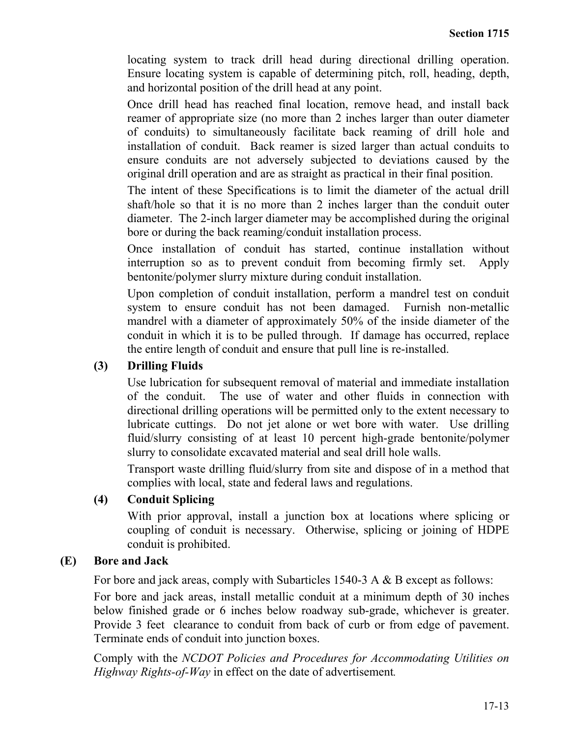locating system to track drill head during directional drilling operation. Ensure locating system is capable of determining pitch, roll, heading, depth, and horizontal position of the drill head at any point.

Once drill head has reached final location, remove head, and install back reamer of appropriate size (no more than 2 inches larger than outer diameter of conduits) to simultaneously facilitate back reaming of drill hole and installation of conduit. Back reamer is sized larger than actual conduits to ensure conduits are not adversely subjected to deviations caused by the original drill operation and are as straight as practical in their final position.

The intent of these Specifications is to limit the diameter of the actual drill shaft/hole so that it is no more than 2 inches larger than the conduit outer diameter. The 2-inch larger diameter may be accomplished during the original bore or during the back reaming/conduit installation process.

Once installation of conduit has started, continue installation without interruption so as to prevent conduit from becoming firmly set. Apply bentonite/polymer slurry mixture during conduit installation.

Upon completion of conduit installation, perform a mandrel test on conduit system to ensure conduit has not been damaged. Furnish non-metallic mandrel with a diameter of approximately 50% of the inside diameter of the conduit in which it is to be pulled through. If damage has occurred, replace the entire length of conduit and ensure that pull line is re-installed.

**(3) Drilling Fluids**

Use lubrication for subsequent removal of material and immediate installation of the conduit. The use of water and other fluids in connection with directional drilling operations will be permitted only to the extent necessary to lubricate cuttings. Do not jet alone or wet bore with water. Use drilling fluid/slurry consisting of at least 10 percent high-grade bentonite/polymer slurry to consolidate excavated material and seal drill hole walls.

Transport waste drilling fluid/slurry from site and dispose of in a method that complies with local, state and federal laws and regulations.

**(4) Conduit Splicing**

With prior approval, install a junction box at locations where splicing or coupling of conduit is necessary. Otherwise, splicing or joining of HDPE conduit is prohibited.

**(E) Bore and Jack**

For bore and jack areas, comply with Subarticles 1540-3 A & B except as follows:

For bore and jack areas, install metallic conduit at a minimum depth of 30 inches below finished grade or 6 inches below roadway sub-grade, whichever is greater. Provide 3 feet clearance to conduit from back of curb or from edge of pavement. Terminate ends of conduit into junction boxes.

Comply with the *NCDOT Policies and Procedures for Accommodating Utilities on Highway Rights-of-Way* in effect on the date of advertisement.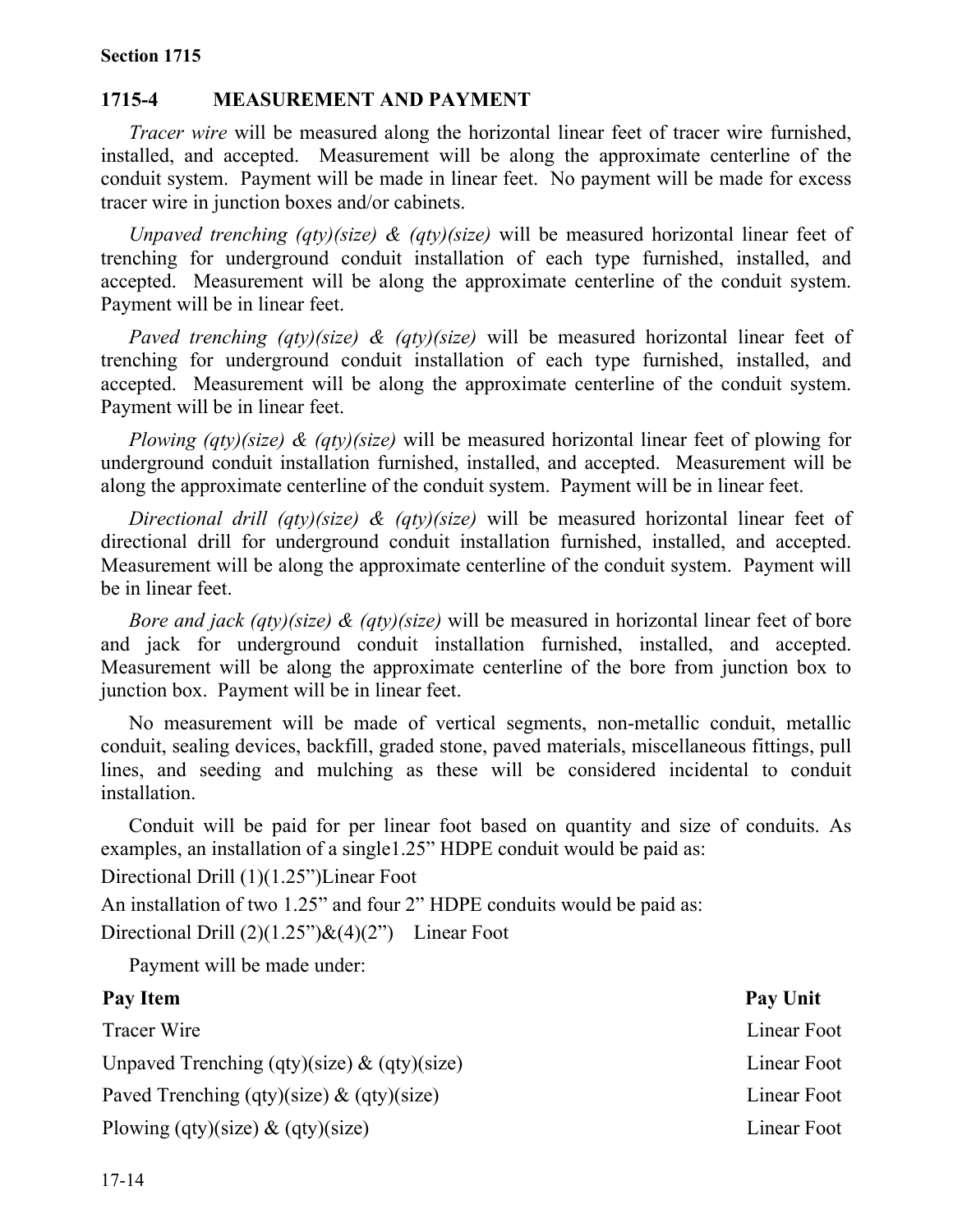## 1715-4 MEASUREMENT AND PAYMENT

*Tracer wire* will be measured along the horizontal linear feet of tracer wire furnished, installed, and accepted. Measurement will be along the approximate centerline of the conduit system. Payment will be made in linear feet. No payment will be made for excess tracer wire in junction boxes and/or cabinets.

*Unpaved trenching (qty)(size) & (qty)(size)* will be measured horizontal linear feet of trenching for underground conduit installation of each type furnished, installed, and accepted. Measurement will be along the approximate centerline of the conduit system. Payment will be in linear feet.

*Paved trenching (qty)(size) & (qty)(size)* will be measured horizontal linear feet of trenching for underground conduit installation of each type furnished, installed, and accepted. Measurement will be along the approximate centerline of the conduit system. Payment will be in linear feet.

*Plowing (qty)(size) & (qty)(size)* will be measured horizontal linear feet of plowing for underground conduit installation furnished, installed, and accepted. Measurement will be along the approximate centerline of the conduit system. Payment will be in linear feet.

*Directional drill (qty)(size) & (qty)(size)* will be measured horizontal linear feet of directional drill for underground conduit installation furnished, installed, and accepted. Measurement will be along the approximate centerline of the conduit system. Payment will be in linear feet.

*Bore and jack (qty)(size) & (qty)(size)* will be measured in horizontal linear feet of bore and jack for underground conduit installation furnished, installed, and accepted. Measurement will be along the approximate centerline of the bore from junction box to junction box. Payment will be in linear feet.

No measurement will be made of vertical segments, non-metallic conduit, metallic conduit, sealing devices, backfill, graded stone, paved materials, miscellaneous fittings, pull lines, and seeding and mulching as these will be considered incidental to conduit installation.

Conduit will be paid for per linear foot based on quantity and size of conduits. As examples, an installation of a single1.25" HDPE conduit would be paid as:

Directional Drill (1)(1.25")Linear Foot

An installation of two 1.25" and four 2" HDPE conduits would be paid as:

Directional Drill (2)(1.25")&(4)(2") Linear Foot

Payment will be made under:

| Pay Item | Pay Unit |
|---|---|
| Tracer Wire | Linear Foot |
| Unpaved Trenching (qty)(size) & (qty)(size) | Linear Foot |
| Paved Trenching (qty)(size) & (qty)(size) | Linear Foot |
| Plowing (qty)(size) & (qty)(size) | Linear Foot |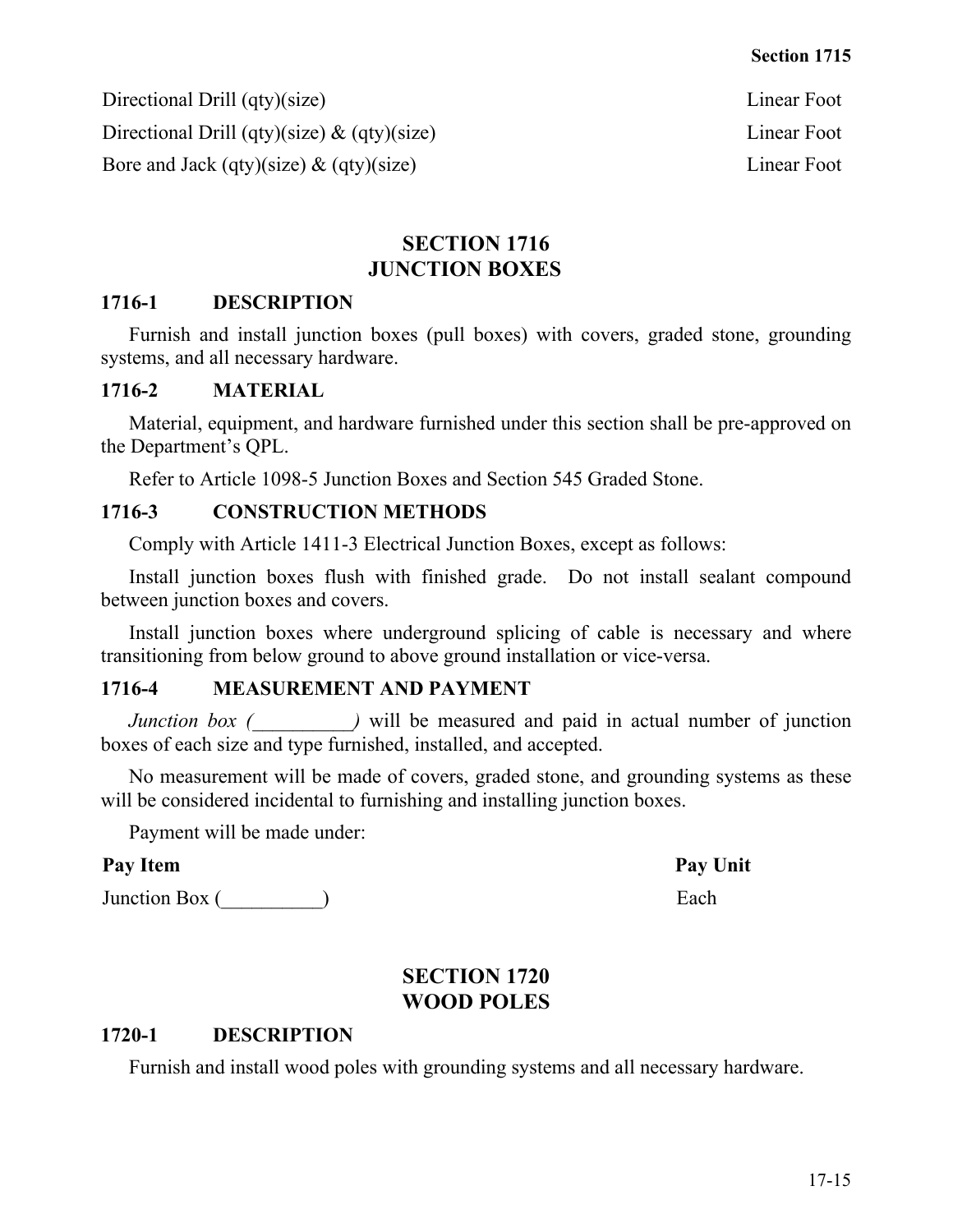| | |
|---|---|
| Directional Drill (qty)(size) | Linear Foot |
| Directional Drill (qty)(size) & (qty)(size) | Linear Foot |
| Bore and Jack (qty)(size) & (qty)(size) | Linear Foot |

## SECTION 1716 JUNCTION BOXES

### 1716-1 DESCRIPTION

Furnish and install junction boxes (pull boxes) with covers, graded stone, grounding systems, and all necessary hardware.

### 1716-2 MATERIAL

Material, equipment, and hardware furnished under this section shall be pre-approved on the Department's QPL.

Refer to Article 1098-5 Junction Boxes and Section 545 Graded Stone.

### 1716-3 CONSTRUCTION METHODS

Comply with Article 1411-3 Electrical Junction Boxes, except as follows:

Install junction boxes flush with finished grade. Do not install sealant compound between junction boxes and covers.

Install junction boxes where underground splicing of cable is necessary and where transitioning from below ground to above ground installation or vice-versa.

### 1716-4 MEASUREMENT AND PAYMENT

*Junction box (__________)* will be measured and paid in actual number of junction boxes of each size and type furnished, installed, and accepted.

No measurement will be made of covers, graded stone, and grounding systems as these will be considered incidental to furnishing and installing junction boxes.

Payment will be made under:

| Pay Item | Pay Unit |
|---|---|
| Junction Box (__________) | Each |

## SECTION 1720 WOOD POLES

### 1720-1 DESCRIPTION

Furnish and install wood poles with grounding systems and all necessary hardware.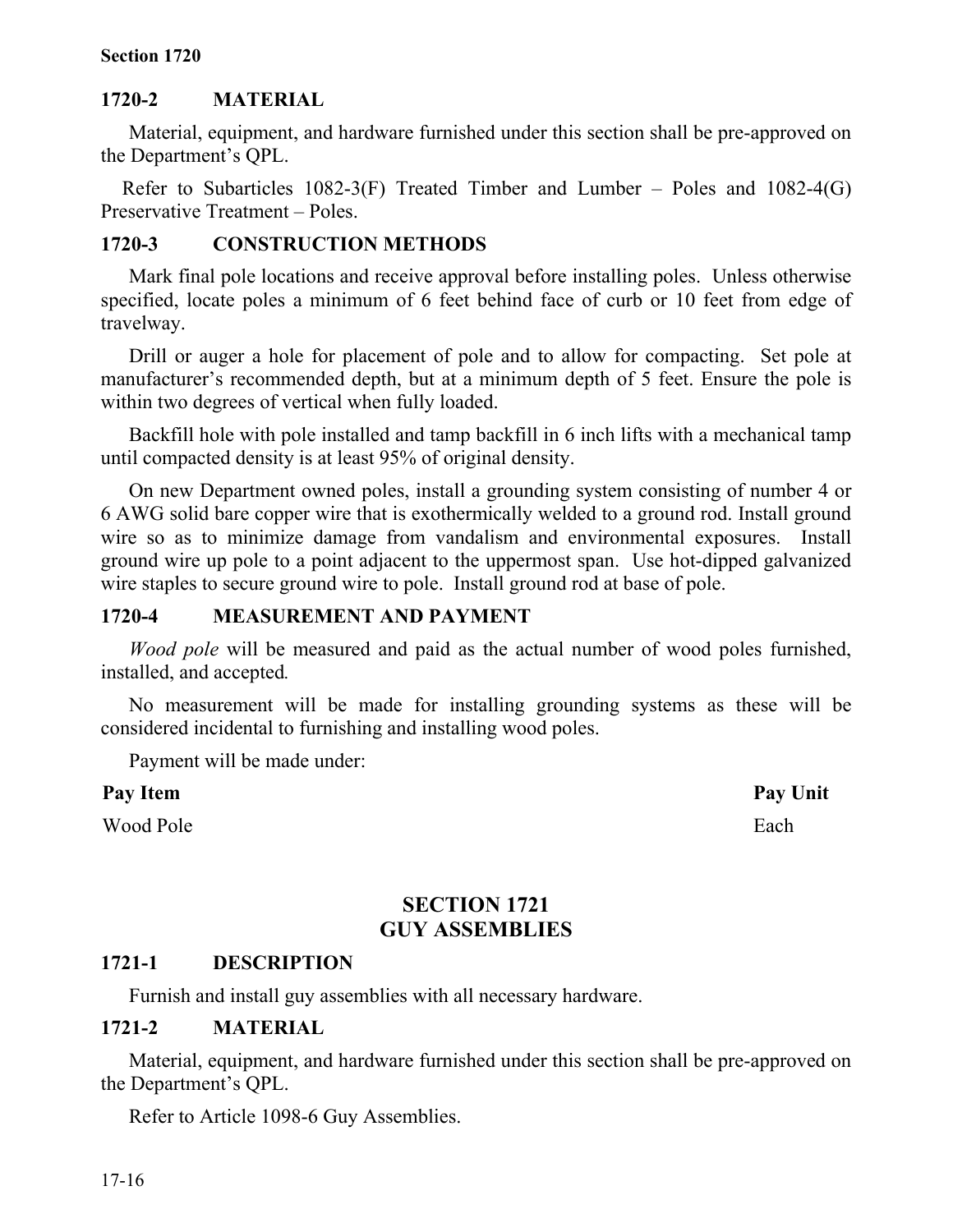## 1720-2 MATERIAL

Material, equipment, and hardware furnished under this section shall be pre-approved on the Department's QPL.

Refer to Subarticles 1082-3(F) Treated Timber and Lumber – Poles and 1082-4(G) Preservative Treatment – Poles.

## 1720-3 CONSTRUCTION METHODS

Mark final pole locations and receive approval before installing poles. Unless otherwise specified, locate poles a minimum of 6 feet behind face of curb or 10 feet from edge of travelway.

Drill or auger a hole for placement of pole and to allow for compacting. Set pole at manufacturer's recommended depth, but at a minimum depth of 5 feet. Ensure the pole is within two degrees of vertical when fully loaded.

Backfill hole with pole installed and tamp backfill in 6 inch lifts with a mechanical tamp until compacted density is at least 95% of original density.

On new Department owned poles, install a grounding system consisting of number 4 or 6 AWG solid bare copper wire that is exothermically welded to a ground rod. Install ground wire so as to minimize damage from vandalism and environmental exposures. Install ground wire up pole to a point adjacent to the uppermost span. Use hot-dipped galvanized wire staples to secure ground wire to pole. Install ground rod at base of pole.

## 1720-4 MEASUREMENT AND PAYMENT

*Wood pole* will be measured and paid as the actual number of wood poles furnished, installed, and accepted.

No measurement will be made for installing grounding systems as these will be considered incidental to furnishing and installing wood poles.

Payment will be made under:

| Pay Item | Pay Unit |
|---|---|
| Wood Pole | Each |

# SECTION 1721
# GUY ASSEMBLIES

## 1721-1 DESCRIPTION

Furnish and install guy assemblies with all necessary hardware.

## 1721-2 MATERIAL

Material, equipment, and hardware furnished under this section shall be pre-approved on the Department's QPL.

Refer to Article 1098-6 Guy Assemblies.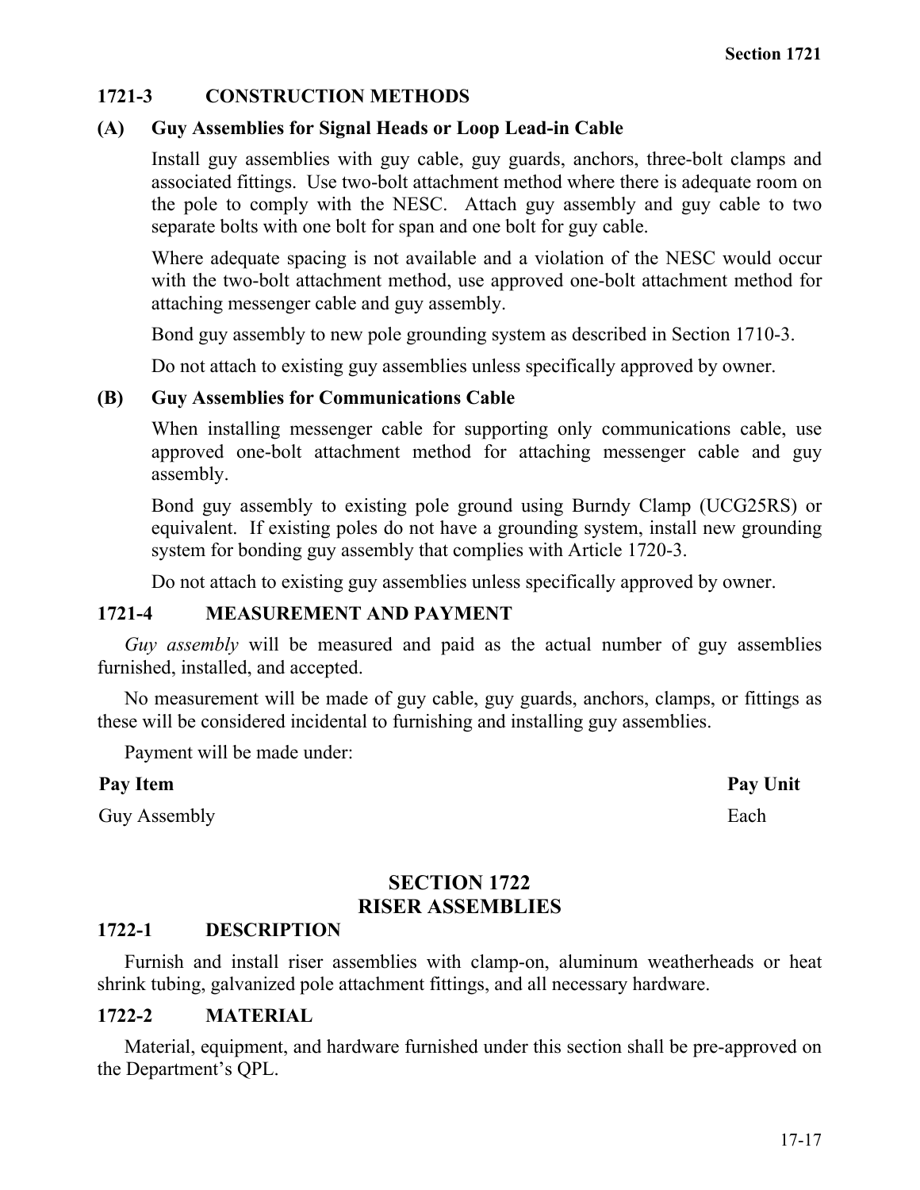### 1721-3 CONSTRUCTION METHODS

**(A) Guy Assemblies for Signal Heads or Loop Lead-in Cable**

Install guy assemblies with guy cable, guy guards, anchors, three-bolt clamps and associated fittings. Use two-bolt attachment method where there is adequate room on the pole to comply with the NESC. Attach guy assembly and guy cable to two separate bolts with one bolt for span and one bolt for guy cable.

Where adequate spacing is not available and a violation of the NESC would occur with the two-bolt attachment method, use approved one-bolt attachment method for attaching messenger cable and guy assembly.

Bond guy assembly to new pole grounding system as described in Section 1710-3.

Do not attach to existing guy assemblies unless specifically approved by owner.

**(B) Guy Assemblies for Communications Cable**

When installing messenger cable for supporting only communications cable, use approved one-bolt attachment method for attaching messenger cable and guy assembly.

Bond guy assembly to existing pole ground using Burndy Clamp (UCG25RS) or equivalent. If existing poles do not have a grounding system, install new grounding system for bonding guy assembly that complies with Article 1720-3.

Do not attach to existing guy assemblies unless specifically approved by owner.

### 1721-4 MEASUREMENT AND PAYMENT

*Guy assembly* will be measured and paid as the actual number of guy assemblies furnished, installed, and accepted.

No measurement will be made of guy cable, guy guards, anchors, clamps, or fittings as these will be considered incidental to furnishing and installing guy assemblies.

Payment will be made under:

| Pay Item | Pay Unit |
|---|---|
| Guy Assembly | Each |

## SECTION 1722 RISER ASSEMBLIES

### 1722-1 DESCRIPTION

Furnish and install riser assemblies with clamp-on, aluminum weatherheads or heat shrink tubing, galvanized pole attachment fittings, and all necessary hardware.

### 1722-2 MATERIAL

Material, equipment, and hardware furnished under this section shall be pre-approved on the Department's QPL.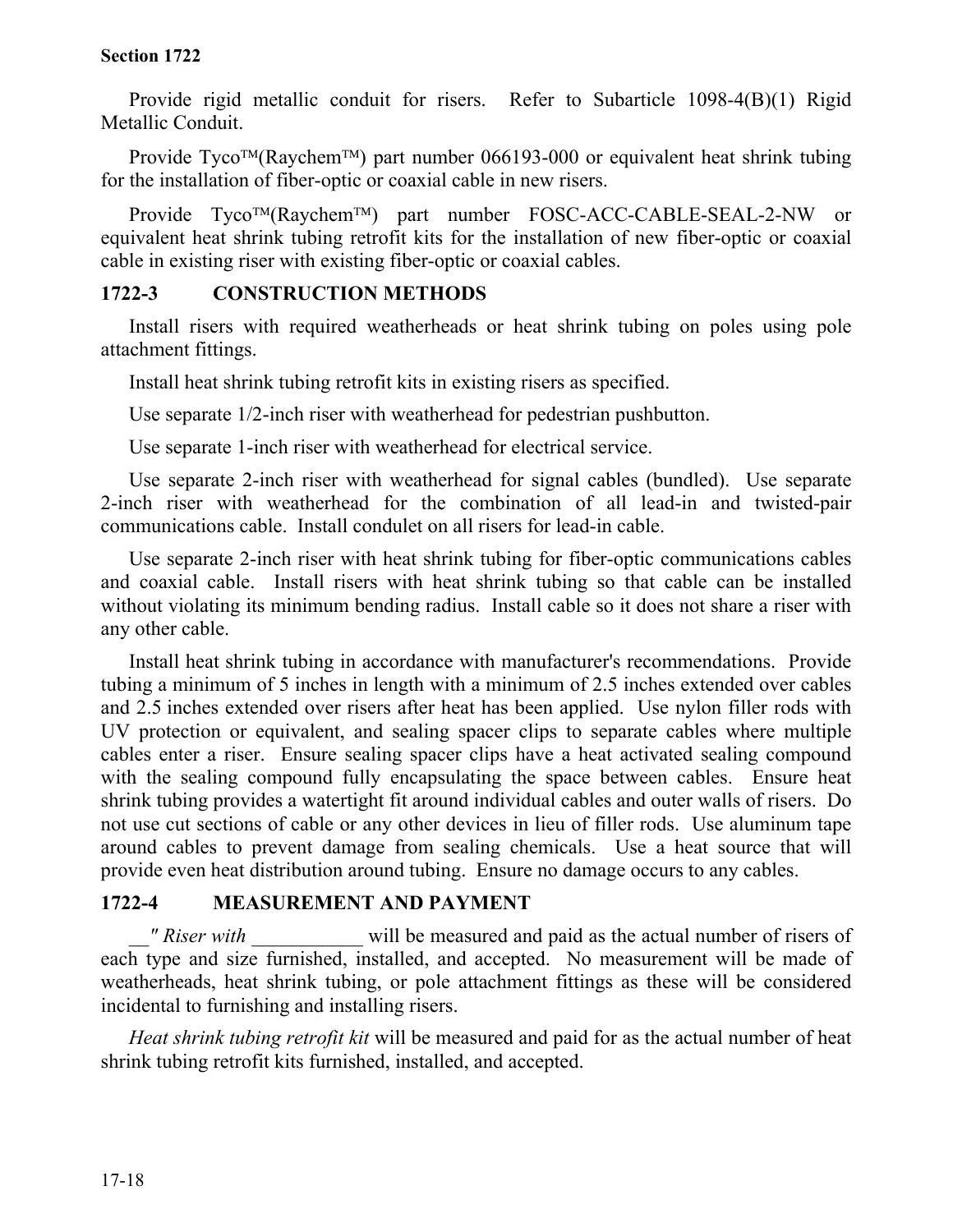Provide rigid metallic conduit for risers. Refer to Subarticle 1098-4(B)(1) Rigid Metallic Conduit.

Provide Tyco™(Raychem™) part number 066193-000 or equivalent heat shrink tubing for the installation of fiber-optic or coaxial cable in new risers.

Provide Tyco™(Raychem™) part number FOSC-ACC-CABLE-SEAL-2-NW or equivalent heat shrink tubing retrofit kits for the installation of new fiber-optic or coaxial cable in existing riser with existing fiber-optic or coaxial cables.

## 1722-3 CONSTRUCTION METHODS

Install risers with required weatherheads or heat shrink tubing on poles using pole attachment fittings.

Install heat shrink tubing retrofit kits in existing risers as specified.

Use separate 1/2-inch riser with weatherhead for pedestrian pushbutton.

Use separate 1-inch riser with weatherhead for electrical service.

Use separate 2-inch riser with weatherhead for signal cables (bundled). Use separate 2-inch riser with weatherhead for the combination of all lead-in and twisted-pair communications cable. Install condulet on all risers for lead-in cable.

Use separate 2-inch riser with heat shrink tubing for fiber-optic communications cables and coaxial cable. Install risers with heat shrink tubing so that cable can be installed without violating its minimum bending radius. Install cable so it does not share a riser with any other cable.

Install heat shrink tubing in accordance with manufacturer's recommendations. Provide tubing a minimum of 5 inches in length with a minimum of 2.5 inches extended over cables and 2.5 inches extended over risers after heat has been applied. Use nylon filler rods with UV protection or equivalent, and sealing spacer clips to separate cables where multiple cables enter a riser. Ensure sealing spacer clips have a heat activated sealing compound with the sealing compound fully encapsulating the space between cables. Ensure heat shrink tubing provides a watertight fit around individual cables and outer walls of risers. Do not use cut sections of cable or any other devices in lieu of filler rods. Use aluminum tape around cables to prevent damage from sealing chemicals. Use a heat source that will provide even heat distribution around tubing. Ensure no damage occurs to any cables.

## 1722-4 MEASUREMENT AND PAYMENT

*__" Riser with ___________* will be measured and paid as the actual number of risers of each type and size furnished, installed, and accepted. No measurement will be made of weatherheads, heat shrink tubing, or pole attachment fittings as these will be considered incidental to furnishing and installing risers.

*Heat shrink tubing retrofit kit* will be measured and paid for as the actual number of heat shrink tubing retrofit kits furnished, installed, and accepted.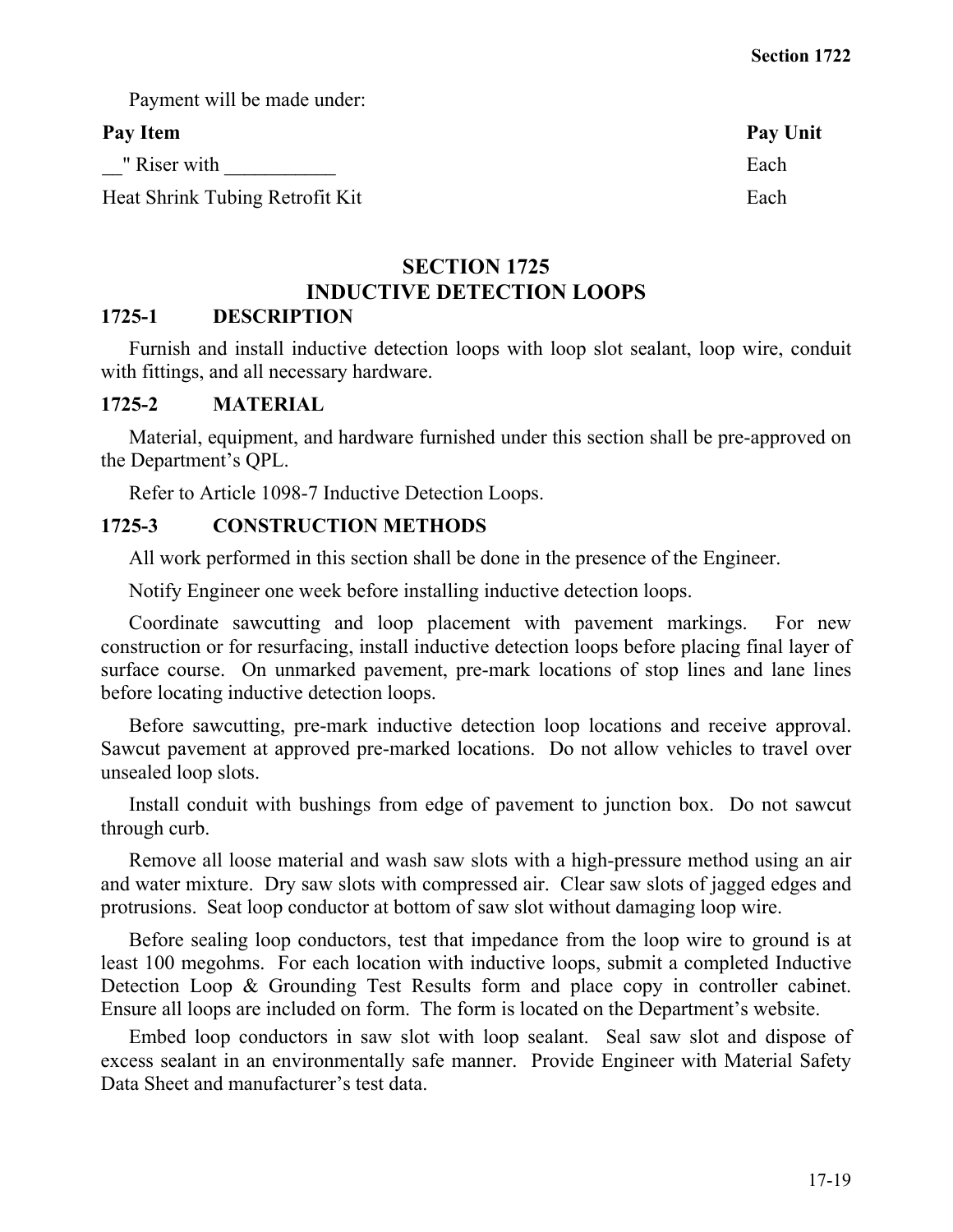Payment will be made under:

| Pay Item | Pay Unit |
|---|---|
| __" Riser with ___________ | Each |
| Heat Shrink Tubing Retrofit Kit | Each |

## SECTION 1725
## INDUCTIVE DETECTION LOOPS

### 1725-1 DESCRIPTION

Furnish and install inductive detection loops with loop slot sealant, loop wire, conduit with fittings, and all necessary hardware.

### 1725-2 MATERIAL

Material, equipment, and hardware furnished under this section shall be pre-approved on the Department's QPL.

Refer to Article 1098-7 Inductive Detection Loops.

### 1725-3 CONSTRUCTION METHODS

All work performed in this section shall be done in the presence of the Engineer.

Notify Engineer one week before installing inductive detection loops.

Coordinate sawcutting and loop placement with pavement markings. For new construction or for resurfacing, install inductive detection loops before placing final layer of surface course. On unmarked pavement, pre-mark locations of stop lines and lane lines before locating inductive detection loops.

Before sawcutting, pre-mark inductive detection loop locations and receive approval. Sawcut pavement at approved pre-marked locations. Do not allow vehicles to travel over unsealed loop slots.

Install conduit with bushings from edge of pavement to junction box. Do not sawcut through curb.

Remove all loose material and wash saw slots with a high-pressure method using an air and water mixture. Dry saw slots with compressed air. Clear saw slots of jagged edges and protrusions. Seat loop conductor at bottom of saw slot without damaging loop wire.

Before sealing loop conductors, test that impedance from the loop wire to ground is at least 100 megohms. For each location with inductive loops, submit a completed Inductive Detection Loop & Grounding Test Results form and place copy in controller cabinet. Ensure all loops are included on form. The form is located on the Department's website.

Embed loop conductors in saw slot with loop sealant. Seal saw slot and dispose of excess sealant in an environmentally safe manner. Provide Engineer with Material Safety Data Sheet and manufacturer's test data.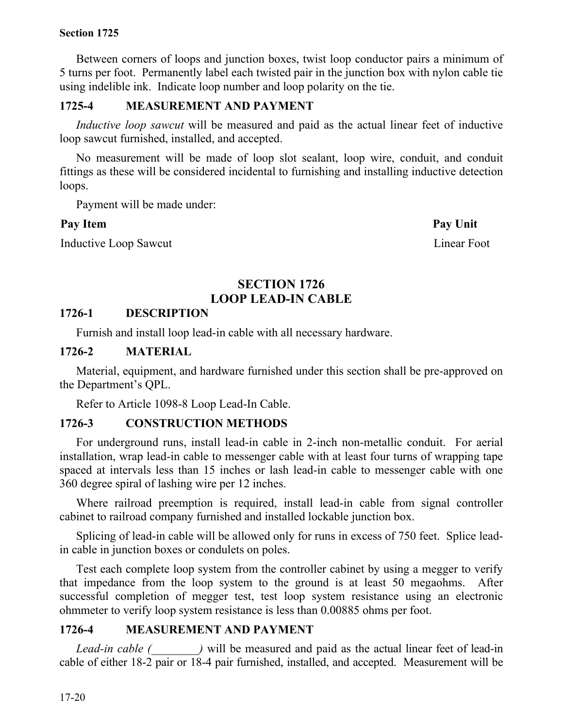Between corners of loops and junction boxes, twist loop conductor pairs a minimum of 5 turns per foot. Permanently label each twisted pair in the junction box with nylon cable tie using indelible ink. Indicate loop number and loop polarity on the tie.

### 1725-4 MEASUREMENT AND PAYMENT

*Inductive loop sawcut* will be measured and paid as the actual linear feet of inductive loop sawcut furnished, installed, and accepted.

No measurement will be made of loop slot sealant, loop wire, conduit, and conduit fittings as these will be considered incidental to furnishing and installing inductive detection loops.

Payment will be made under:

| Pay Item | Pay Unit |
|---|---|
| Inductive Loop Sawcut | Linear Foot |

## SECTION 1726 LOOP LEAD-IN CABLE

### 1726-1 DESCRIPTION

Furnish and install loop lead-in cable with all necessary hardware.

### 1726-2 MATERIAL

Material, equipment, and hardware furnished under this section shall be pre-approved on the Department's QPL.

Refer to Article 1098-8 Loop Lead-In Cable.

### 1726-3 CONSTRUCTION METHODS

For underground runs, install lead-in cable in 2-inch non-metallic conduit. For aerial installation, wrap lead-in cable to messenger cable with at least four turns of wrapping tape spaced at intervals less than 15 inches or lash lead-in cable to messenger cable with one 360 degree spiral of lashing wire per 12 inches.

Where railroad preemption is required, install lead-in cable from signal controller cabinet to railroad company furnished and installed lockable junction box.

Splicing of lead-in cable will be allowed only for runs in excess of 750 feet. Splice lead-in cable in junction boxes or condulets on poles.

Test each complete loop system from the controller cabinet by using a megger to verify that impedance from the loop system to the ground is at least 50 megaohms. After successful completion of megger test, test loop system resistance using an electronic ohmmeter to verify loop system resistance is less than 0.00885 ohms per foot.

### 1726-4 MEASUREMENT AND PAYMENT

*Lead-in cable (________)* will be measured and paid as the actual linear feet of lead-in cable of either 18-2 pair or 18-4 pair furnished, installed, and accepted. Measurement will be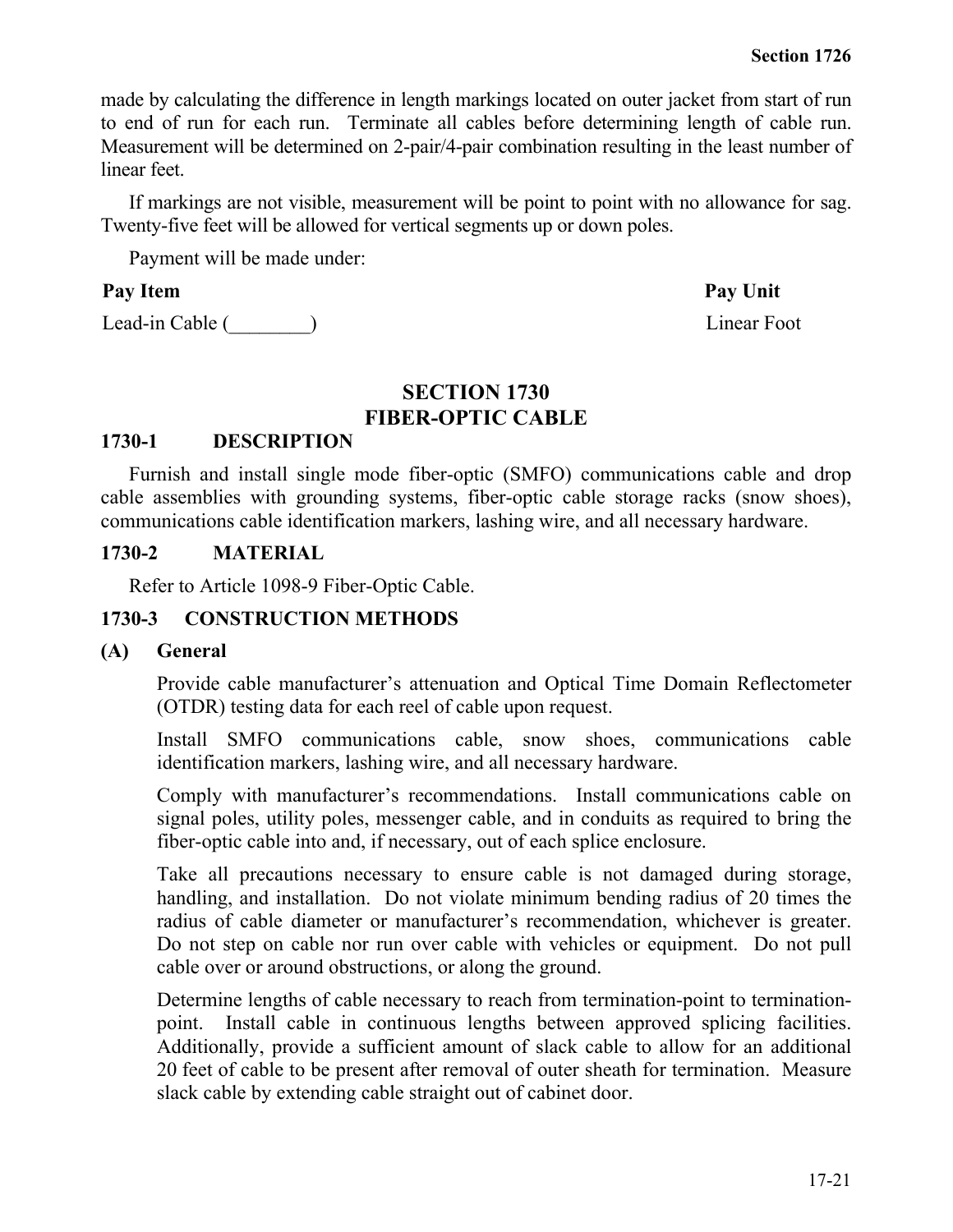made by calculating the difference in length markings located on outer jacket from start of run to end of run for each run. Terminate all cables before determining length of cable run. Measurement will be determined on 2-pair/4-pair combination resulting in the least number of linear feet.

If markings are not visible, measurement will be point to point with no allowance for sag. Twenty-five feet will be allowed for vertical segments up or down poles.

Payment will be made under:

| Pay Item | Pay Unit |
|---|---|
| Lead-in Cable (________) | Linear Foot |

# SECTION 1730
# FIBER-OPTIC CABLE

## 1730-1 DESCRIPTION

Furnish and install single mode fiber-optic (SMFO) communications cable and drop cable assemblies with grounding systems, fiber-optic cable storage racks (snow shoes), communications cable identification markers, lashing wire, and all necessary hardware.

## 1730-2 MATERIAL

Refer to Article 1098-9 Fiber-Optic Cable.

## 1730-3 CONSTRUCTION METHODS

### (A) General

Provide cable manufacturer's attenuation and Optical Time Domain Reflectometer (OTDR) testing data for each reel of cable upon request.

Install SMFO communications cable, snow shoes, communications cable identification markers, lashing wire, and all necessary hardware.

Comply with manufacturer's recommendations. Install communications cable on signal poles, utility poles, messenger cable, and in conduits as required to bring the fiber-optic cable into and, if necessary, out of each splice enclosure.

Take all precautions necessary to ensure cable is not damaged during storage, handling, and installation. Do not violate minimum bending radius of 20 times the radius of cable diameter or manufacturer's recommendation, whichever is greater. Do not step on cable nor run over cable with vehicles or equipment. Do not pull cable over or around obstructions, or along the ground.

Determine lengths of cable necessary to reach from termination-point to termination-point. Install cable in continuous lengths between approved splicing facilities. Additionally, provide a sufficient amount of slack cable to allow for an additional 20 feet of cable to be present after removal of outer sheath for termination. Measure slack cable by extending cable straight out of cabinet door.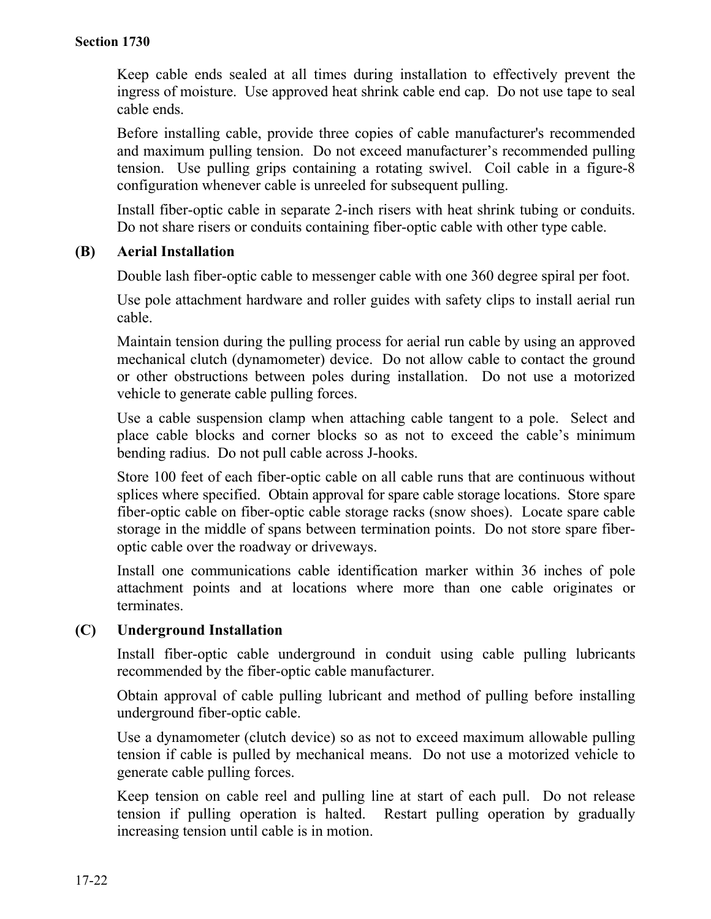Keep cable ends sealed at all times during installation to effectively prevent the ingress of moisture. Use approved heat shrink cable end cap. Do not use tape to seal cable ends.

Before installing cable, provide three copies of cable manufacturer's recommended and maximum pulling tension. Do not exceed manufacturer's recommended pulling tension. Use pulling grips containing a rotating swivel. Coil cable in a figure-8 configuration whenever cable is unreeled for subsequent pulling.

Install fiber-optic cable in separate 2-inch risers with heat shrink tubing or conduits. Do not share risers or conduits containing fiber-optic cable with other type cable.

### (B) Aerial Installation

Double lash fiber-optic cable to messenger cable with one 360 degree spiral per foot.

Use pole attachment hardware and roller guides with safety clips to install aerial run cable.

Maintain tension during the pulling process for aerial run cable by using an approved mechanical clutch (dynamometer) device. Do not allow cable to contact the ground or other obstructions between poles during installation. Do not use a motorized vehicle to generate cable pulling forces.

Use a cable suspension clamp when attaching cable tangent to a pole. Select and place cable blocks and corner blocks so as not to exceed the cable's minimum bending radius. Do not pull cable across J-hooks.

Store 100 feet of each fiber-optic cable on all cable runs that are continuous without splices where specified. Obtain approval for spare cable storage locations. Store spare fiber-optic cable on fiber-optic cable storage racks (snow shoes). Locate spare cable storage in the middle of spans between termination points. Do not store spare fiber-optic cable over the roadway or driveways.

Install one communications cable identification marker within 36 inches of pole attachment points and at locations where more than one cable originates or terminates.

### (C) Underground Installation

Install fiber-optic cable underground in conduit using cable pulling lubricants recommended by the fiber-optic cable manufacturer.

Obtain approval of cable pulling lubricant and method of pulling before installing underground fiber-optic cable.

Use a dynamometer (clutch device) so as not to exceed maximum allowable pulling tension if cable is pulled by mechanical means. Do not use a motorized vehicle to generate cable pulling forces.

Keep tension on cable reel and pulling line at start of each pull. Do not release tension if pulling operation is halted. Restart pulling operation by gradually increasing tension until cable is in motion.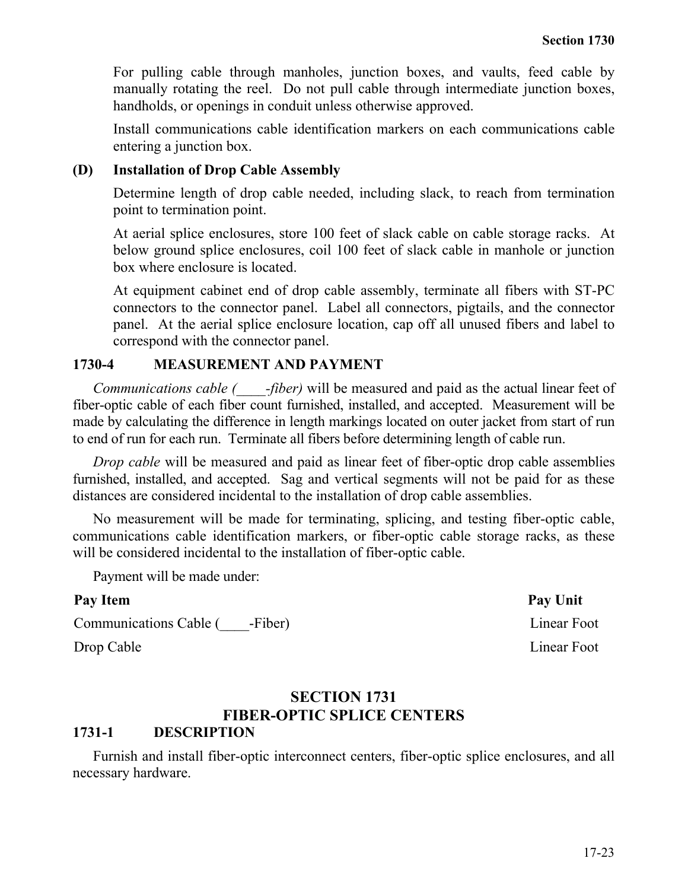For pulling cable through manholes, junction boxes, and vaults, feed cable by manually rotating the reel. Do not pull cable through intermediate junction boxes, handholds, or openings in conduit unless otherwise approved.

Install communications cable identification markers on each communications cable entering a junction box.

**(D) Installation of Drop Cable Assembly**

Determine length of drop cable needed, including slack, to reach from termination point to termination point.

At aerial splice enclosures, store 100 feet of slack cable on cable storage racks. At below ground splice enclosures, coil 100 feet of slack cable in manhole or junction box where enclosure is located.

At equipment cabinet end of drop cable assembly, terminate all fibers with ST-PC connectors to the connector panel. Label all connectors, pigtails, and the connector panel. At the aerial splice enclosure location, cap off all unused fibers and label to correspond with the connector panel.

### 1730-4 MEASUREMENT AND PAYMENT

*Communications cable (____-fiber)* will be measured and paid as the actual linear feet of fiber-optic cable of each fiber count furnished, installed, and accepted. Measurement will be made by calculating the difference in length markings located on outer jacket from start of run to end of run for each run. Terminate all fibers before determining length of cable run.

*Drop cable* will be measured and paid as linear feet of fiber-optic drop cable assemblies furnished, installed, and accepted. Sag and vertical segments will not be paid for as these distances are considered incidental to the installation of drop cable assemblies.

No measurement will be made for terminating, splicing, and testing fiber-optic cable, communications cable identification markers, or fiber-optic cable storage racks, as these will be considered incidental to the installation of fiber-optic cable.

Payment will be made under:

| Pay Item | Pay Unit |
| --- | --- |
| Communications Cable (____-Fiber) | Linear Foot |
| Drop Cable | Linear Foot |

## SECTION 1731
## FIBER-OPTIC SPLICE CENTERS

### 1731-1 DESCRIPTION

Furnish and install fiber-optic interconnect centers, fiber-optic splice enclosures, and all necessary hardware.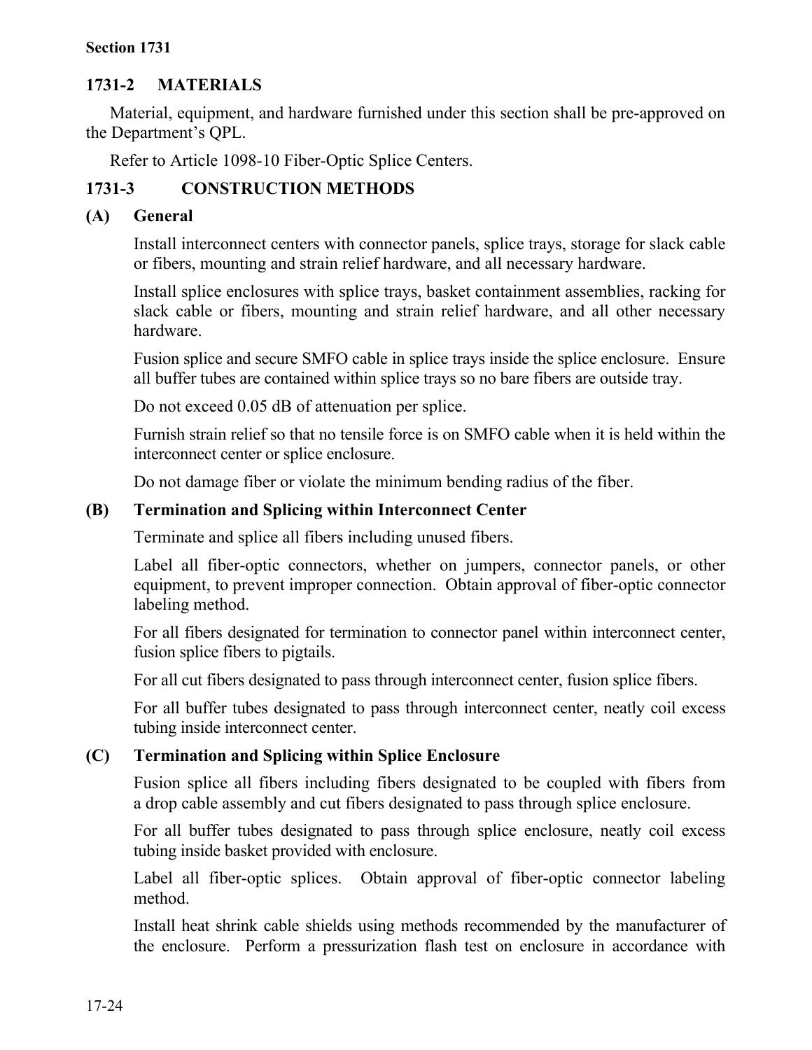## 1731-2 MATERIALS

Material, equipment, and hardware furnished under this section shall be pre-approved on the Department's QPL.

Refer to Article 1098-10 Fiber-Optic Splice Centers.

## 1731-3 CONSTRUCTION METHODS

### (A) General

Install interconnect centers with connector panels, splice trays, storage for slack cable or fibers, mounting and strain relief hardware, and all necessary hardware.

Install splice enclosures with splice trays, basket containment assemblies, racking for slack cable or fibers, mounting and strain relief hardware, and all other necessary hardware.

Fusion splice and secure SMFO cable in splice trays inside the splice enclosure. Ensure all buffer tubes are contained within splice trays so no bare fibers are outside tray.

Do not exceed 0.05 dB of attenuation per splice.

Furnish strain relief so that no tensile force is on SMFO cable when it is held within the interconnect center or splice enclosure.

Do not damage fiber or violate the minimum bending radius of the fiber.

### (B) Termination and Splicing within Interconnect Center

Terminate and splice all fibers including unused fibers.

Label all fiber-optic connectors, whether on jumpers, connector panels, or other equipment, to prevent improper connection. Obtain approval of fiber-optic connector labeling method.

For all fibers designated for termination to connector panel within interconnect center, fusion splice fibers to pigtails.

For all cut fibers designated to pass through interconnect center, fusion splice fibers.

For all buffer tubes designated to pass through interconnect center, neatly coil excess tubing inside interconnect center.

### (C) Termination and Splicing within Splice Enclosure

Fusion splice all fibers including fibers designated to be coupled with fibers from a drop cable assembly and cut fibers designated to pass through splice enclosure.

For all buffer tubes designated to pass through splice enclosure, neatly coil excess tubing inside basket provided with enclosure.

Label all fiber-optic splices. Obtain approval of fiber-optic connector labeling method.

Install heat shrink cable shields using methods recommended by the manufacturer of the enclosure. Perform a pressurization flash test on enclosure in accordance with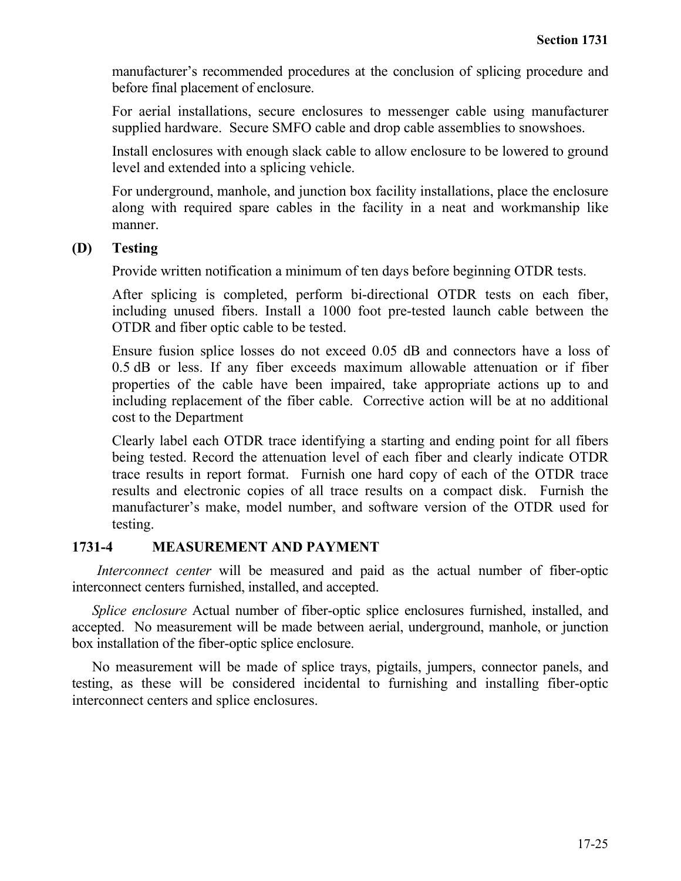manufacturer's recommended procedures at the conclusion of splicing procedure and before final placement of enclosure.

For aerial installations, secure enclosures to messenger cable using manufacturer supplied hardware. Secure SMFO cable and drop cable assemblies to snowshoes.

Install enclosures with enough slack cable to allow enclosure to be lowered to ground level and extended into a splicing vehicle.

For underground, manhole, and junction box facility installations, place the enclosure along with required spare cables in the facility in a neat and workmanship like manner.

**(D) Testing**

Provide written notification a minimum of ten days before beginning OTDR tests.

After splicing is completed, perform bi-directional OTDR tests on each fiber, including unused fibers. Install a 1000 foot pre-tested launch cable between the OTDR and fiber optic cable to be tested.

Ensure fusion splice losses do not exceed 0.05 dB and connectors have a loss of 0.5 dB or less. If any fiber exceeds maximum allowable attenuation or if fiber properties of the cable have been impaired, take appropriate actions up to and including replacement of the fiber cable. Corrective action will be at no additional cost to the Department

Clearly label each OTDR trace identifying a starting and ending point for all fibers being tested. Record the attenuation level of each fiber and clearly indicate OTDR trace results in report format. Furnish one hard copy of each of the OTDR trace results and electronic copies of all trace results on a compact disk. Furnish the manufacturer's make, model number, and software version of the OTDR used for testing.

## 1731-4 MEASUREMENT AND PAYMENT

*Interconnect center* will be measured and paid as the actual number of fiber-optic interconnect centers furnished, installed, and accepted.

*Splice enclosure* Actual number of fiber-optic splice enclosures furnished, installed, and accepted. No measurement will be made between aerial, underground, manhole, or junction box installation of the fiber-optic splice enclosure.

No measurement will be made of splice trays, pigtails, jumpers, connector panels, and testing, as these will be considered incidental to furnishing and installing fiber-optic interconnect centers and splice enclosures.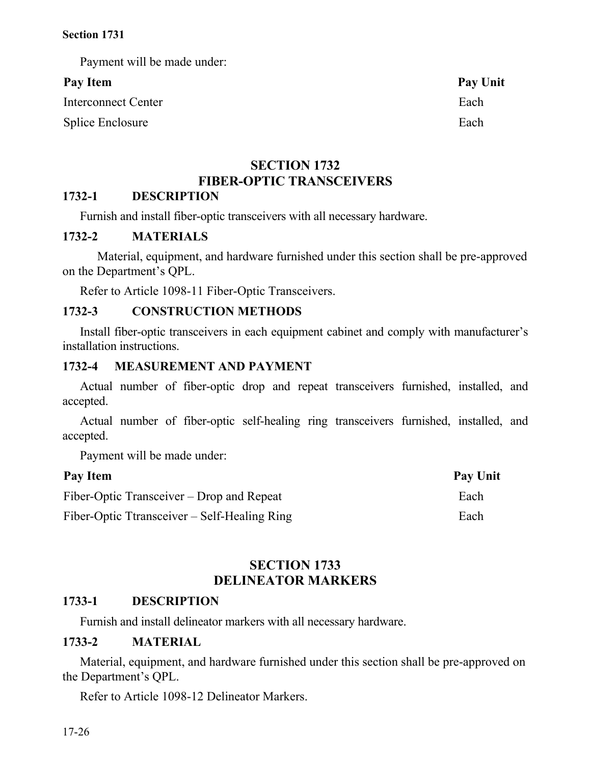Payment will be made under:

| Pay Item | Pay Unit |
| --- | --- |
| Interconnect Center | Each |
| Splice Enclosure | Each |

## SECTION 1732 FIBER-OPTIC TRANSCEIVERS

### 1732-1 DESCRIPTION

Furnish and install fiber-optic transceivers with all necessary hardware.

### 1732-2 MATERIALS

Material, equipment, and hardware furnished under this section shall be pre-approved on the Department's QPL.

Refer to Article 1098-11 Fiber-Optic Transceivers.

### 1732-3 CONSTRUCTION METHODS

Install fiber-optic transceivers in each equipment cabinet and comply with manufacturer's installation instructions.

### 1732-4 MEASUREMENT AND PAYMENT

Actual number of fiber-optic drop and repeat transceivers furnished, installed, and accepted.

Actual number of fiber-optic self-healing ring transceivers furnished, installed, and accepted.

Payment will be made under:

| Pay Item | Pay Unit |
| --- | --- |
| Fiber-Optic Transceiver – Drop and Repeat | Each |
| Fiber-Optic Ttransceiver – Self-Healing Ring | Each |

## SECTION 1733 DELINEATOR MARKERS

### 1733-1 DESCRIPTION

Furnish and install delineator markers with all necessary hardware.

### 1733-2 MATERIAL

Material, equipment, and hardware furnished under this section shall be pre-approved on the Department's QPL.

Refer to Article 1098-12 Delineator Markers.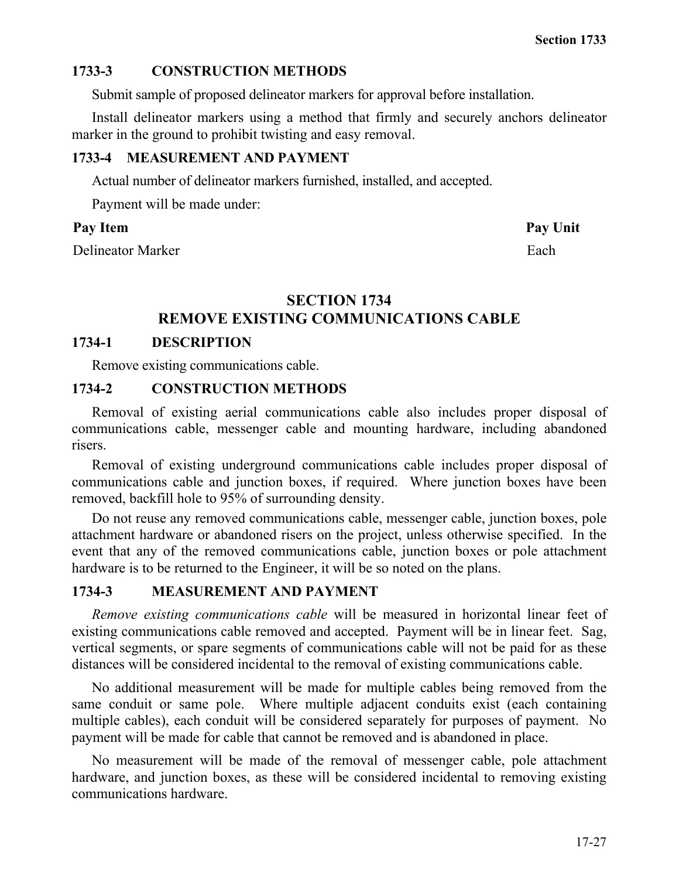### 1733-3 CONSTRUCTION METHODS

Submit sample of proposed delineator markers for approval before installation.

Install delineator markers using a method that firmly and securely anchors delineator marker in the ground to prohibit twisting and easy removal.

### 1733-4 MEASUREMENT AND PAYMENT

Actual number of delineator markers furnished, installed, and accepted.

Payment will be made under:

| Pay Item | Pay Unit |
|---|---|
| Delineator Marker | Each |

## SECTION 1734
## REMOVE EXISTING COMMUNICATIONS CABLE

### 1734-1 DESCRIPTION

Remove existing communications cable.

### 1734-2 CONSTRUCTION METHODS

Removal of existing aerial communications cable also includes proper disposal of communications cable, messenger cable and mounting hardware, including abandoned risers.

Removal of existing underground communications cable includes proper disposal of communications cable and junction boxes, if required. Where junction boxes have been removed, backfill hole to 95% of surrounding density.

Do not reuse any removed communications cable, messenger cable, junction boxes, pole attachment hardware or abandoned risers on the project, unless otherwise specified. In the event that any of the removed communications cable, junction boxes or pole attachment hardware is to be returned to the Engineer, it will be so noted on the plans.

### 1734-3 MEASUREMENT AND PAYMENT

*Remove existing communications cable* will be measured in horizontal linear feet of existing communications cable removed and accepted. Payment will be in linear feet. Sag, vertical segments, or spare segments of communications cable will not be paid for as these distances will be considered incidental to the removal of existing communications cable.

No additional measurement will be made for multiple cables being removed from the same conduit or same pole. Where multiple adjacent conduits exist (each containing multiple cables), each conduit will be considered separately for purposes of payment. No payment will be made for cable that cannot be removed and is abandoned in place.

No measurement will be made of the removal of messenger cable, pole attachment hardware, and junction boxes, as these will be considered incidental to removing existing communications hardware.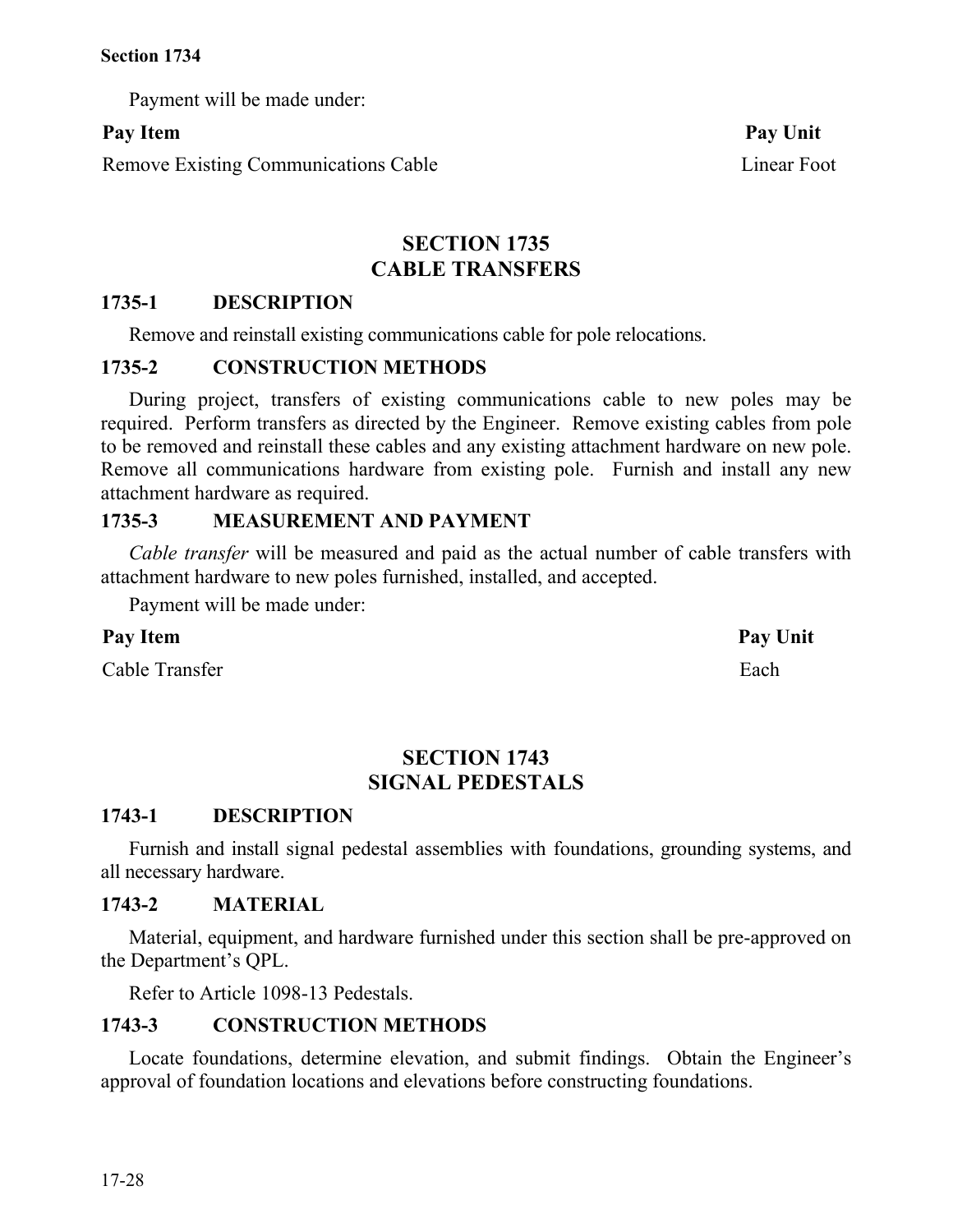Payment will be made under:

| Pay Item | Pay Unit |
|---|---|
| Remove Existing Communications Cable | Linear Foot |

## SECTION 1735
## CABLE TRANSFERS

### 1735-1 DESCRIPTION

Remove and reinstall existing communications cable for pole relocations.

### 1735-2 CONSTRUCTION METHODS

During project, transfers of existing communications cable to new poles may be required. Perform transfers as directed by the Engineer. Remove existing cables from pole to be removed and reinstall these cables and any existing attachment hardware on new pole. Remove all communications hardware from existing pole. Furnish and install any new attachment hardware as required.

### 1735-3 MEASUREMENT AND PAYMENT

*Cable transfer* will be measured and paid as the actual number of cable transfers with attachment hardware to new poles furnished, installed, and accepted.

Payment will be made under:

| Pay Item | Pay Unit |
|---|---|
| Cable Transfer | Each |

## SECTION 1743
## SIGNAL PEDESTALS

### 1743-1 DESCRIPTION

Furnish and install signal pedestal assemblies with foundations, grounding systems, and all necessary hardware.

### 1743-2 MATERIAL

Material, equipment, and hardware furnished under this section shall be pre-approved on the Department's QPL.

Refer to Article 1098-13 Pedestals.

### 1743-3 CONSTRUCTION METHODS

Locate foundations, determine elevation, and submit findings. Obtain the Engineer's approval of foundation locations and elevations before constructing foundations.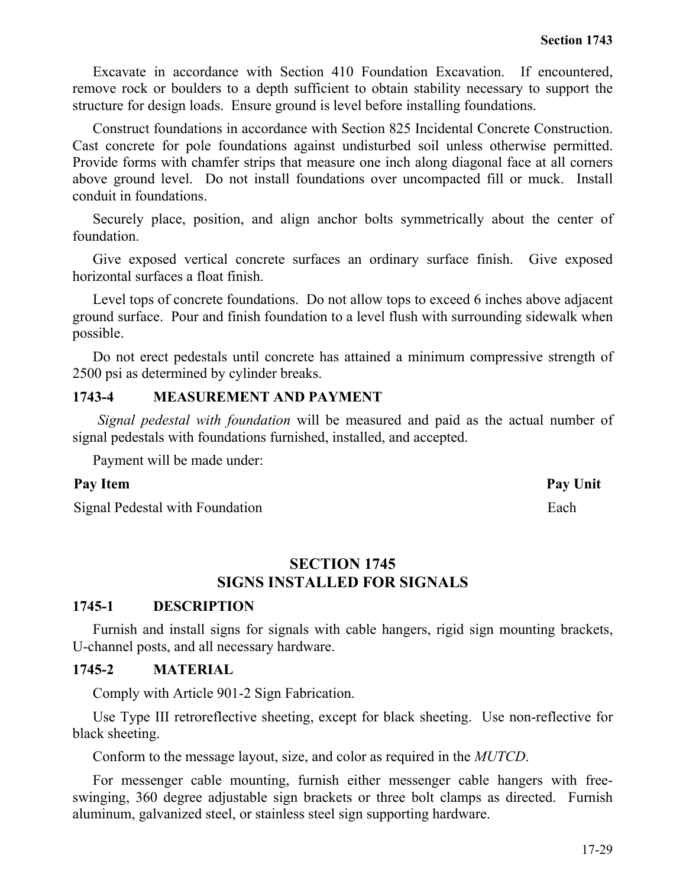Excavate in accordance with Section 410 Foundation Excavation. If encountered, remove rock or boulders to a depth sufficient to obtain stability necessary to support the structure for design loads. Ensure ground is level before installing foundations.

Construct foundations in accordance with Section 825 Incidental Concrete Construction. Cast concrete for pole foundations against undisturbed soil unless otherwise permitted. Provide forms with chamfer strips that measure one inch along diagonal face at all corners above ground level. Do not install foundations over uncompacted fill or muck. Install conduit in foundations.

Securely place, position, and align anchor bolts symmetrically about the center of foundation.

Give exposed vertical concrete surfaces an ordinary surface finish. Give exposed horizontal surfaces a float finish.

Level tops of concrete foundations. Do not allow tops to exceed 6 inches above adjacent ground surface. Pour and finish foundation to a level flush with surrounding sidewalk when possible.

Do not erect pedestals until concrete has attained a minimum compressive strength of 2500 psi as determined by cylinder breaks.

### 1743-4 MEASUREMENT AND PAYMENT

*Signal pedestal with foundation* will be measured and paid as the actual number of signal pedestals with foundations furnished, installed, and accepted.

Payment will be made under:

| Pay Item | Pay Unit |
|---|---|
| Signal Pedestal with Foundation | Each |

## SECTION 1745
## SIGNS INSTALLED FOR SIGNALS

### 1745-1 DESCRIPTION

Furnish and install signs for signals with cable hangers, rigid sign mounting brackets, U-channel posts, and all necessary hardware.

### 1745-2 MATERIAL

Comply with Article 901-2 Sign Fabrication.

Use Type III retroreflective sheeting, except for black sheeting. Use non-reflective for black sheeting.

Conform to the message layout, size, and color as required in the *MUTCD*.

For messenger cable mounting, furnish either messenger cable hangers with free-swinging, 360 degree adjustable sign brackets or three bolt clamps as directed. Furnish aluminum, galvanized steel, or stainless steel sign supporting hardware.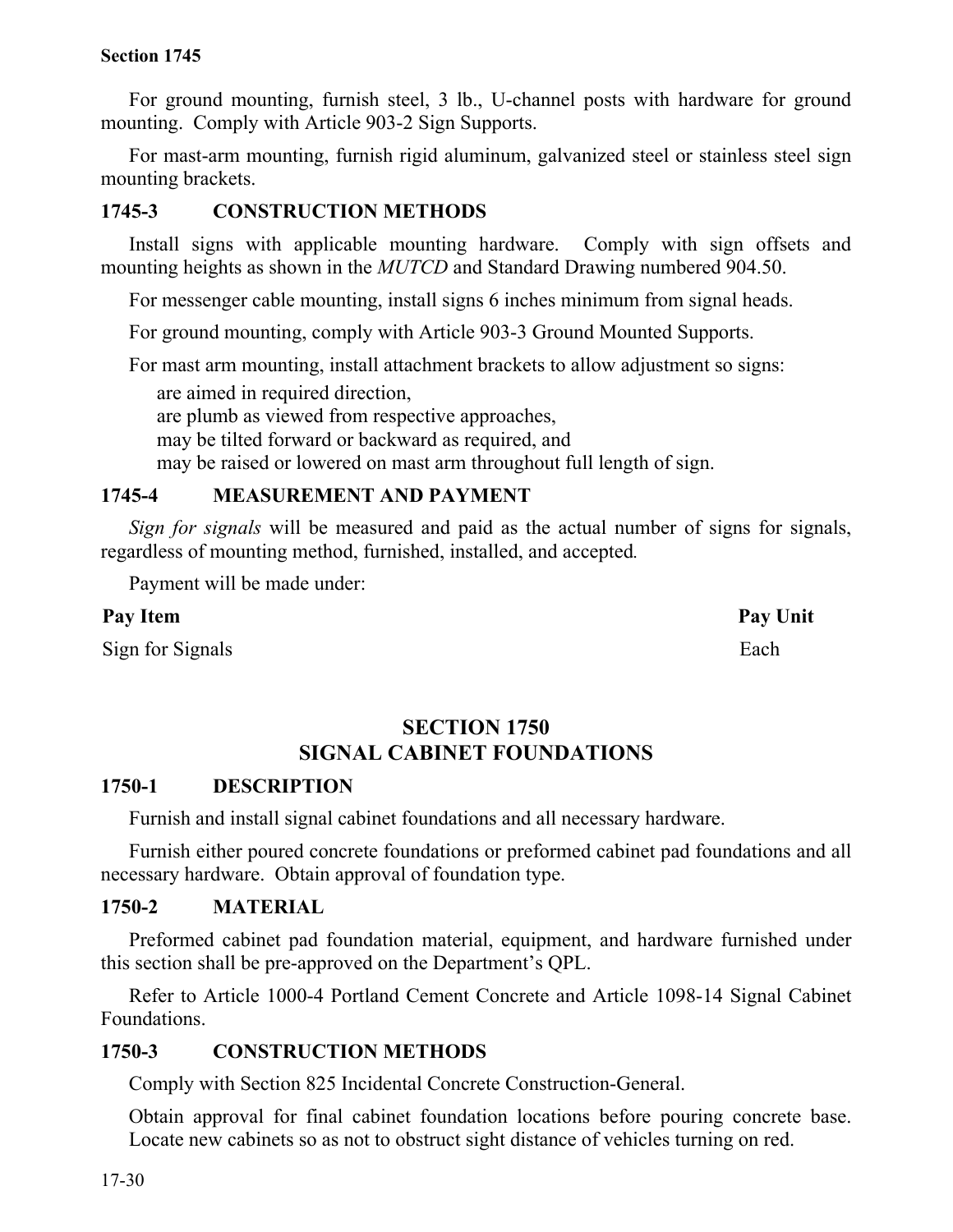For ground mounting, furnish steel, 3 lb., U-channel posts with hardware for ground mounting. Comply with Article 903-2 Sign Supports.

For mast-arm mounting, furnish rigid aluminum, galvanized steel or stainless steel sign mounting brackets.

### 1745-3 CONSTRUCTION METHODS

Install signs with applicable mounting hardware. Comply with sign offsets and mounting heights as shown in the *MUTCD* and Standard Drawing numbered 904.50.

For messenger cable mounting, install signs 6 inches minimum from signal heads.

For ground mounting, comply with Article 903-3 Ground Mounted Supports.

For mast arm mounting, install attachment brackets to allow adjustment so signs:

- are aimed in required direction,
- are plumb as viewed from respective approaches,
- may be tilted forward or backward as required, and
- may be raised or lowered on mast arm throughout full length of sign.

### 1745-4 MEASUREMENT AND PAYMENT

*Sign for signals* will be measured and paid as the actual number of signs for signals, regardless of mounting method, furnished, installed, and accepted.

Payment will be made under:

| Pay Item | Pay Unit |
|---|---|
| Sign for Signals | Each |

## SECTION 1750
## SIGNAL CABINET FOUNDATIONS

### 1750-1 DESCRIPTION

Furnish and install signal cabinet foundations and all necessary hardware.

Furnish either poured concrete foundations or preformed cabinet pad foundations and all necessary hardware. Obtain approval of foundation type.

### 1750-2 MATERIAL

Preformed cabinet pad foundation material, equipment, and hardware furnished under this section shall be pre-approved on the Department's QPL.

Refer to Article 1000-4 Portland Cement Concrete and Article 1098-14 Signal Cabinet Foundations.

### 1750-3 CONSTRUCTION METHODS

Comply with Section 825 Incidental Concrete Construction-General.

Obtain approval for final cabinet foundation locations before pouring concrete base. Locate new cabinets so as not to obstruct sight distance of vehicles turning on red.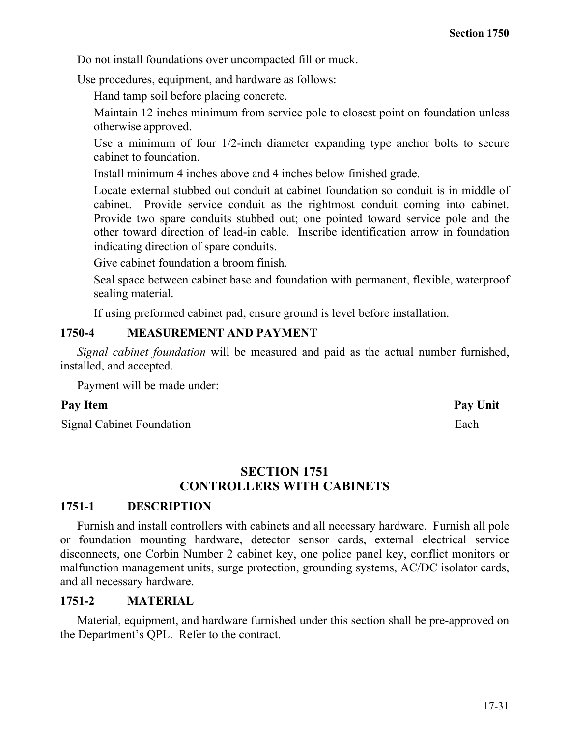Do not install foundations over uncompacted fill or muck.

Use procedures, equipment, and hardware as follows:

Hand tamp soil before placing concrete.

Maintain 12 inches minimum from service pole to closest point on foundation unless otherwise approved.

Use a minimum of four 1/2-inch diameter expanding type anchor bolts to secure cabinet to foundation.

Install minimum 4 inches above and 4 inches below finished grade.

Locate external stubbed out conduit at cabinet foundation so conduit is in middle of cabinet. Provide service conduit as the rightmost conduit coming into cabinet. Provide two spare conduits stubbed out; one pointed toward service pole and the other toward direction of lead-in cable. Inscribe identification arrow in foundation indicating direction of spare conduits.

Give cabinet foundation a broom finish.

Seal space between cabinet base and foundation with permanent, flexible, waterproof sealing material.

If using preformed cabinet pad, ensure ground is level before installation.

### 1750-4 MEASUREMENT AND PAYMENT

*Signal cabinet foundation* will be measured and paid as the actual number furnished, installed, and accepted.

Payment will be made under:

| Pay Item | Pay Unit |
|---|---|
| Signal Cabinet Foundation | Each |

## SECTION 1751
## CONTROLLERS WITH CABINETS

### 1751-1 DESCRIPTION

Furnish and install controllers with cabinets and all necessary hardware. Furnish all pole or foundation mounting hardware, detector sensor cards, external electrical service disconnects, one Corbin Number 2 cabinet key, one police panel key, conflict monitors or malfunction management units, surge protection, grounding systems, AC/DC isolator cards, and all necessary hardware.

### 1751-2 MATERIAL

Material, equipment, and hardware furnished under this section shall be pre-approved on the Department's QPL. Refer to the contract.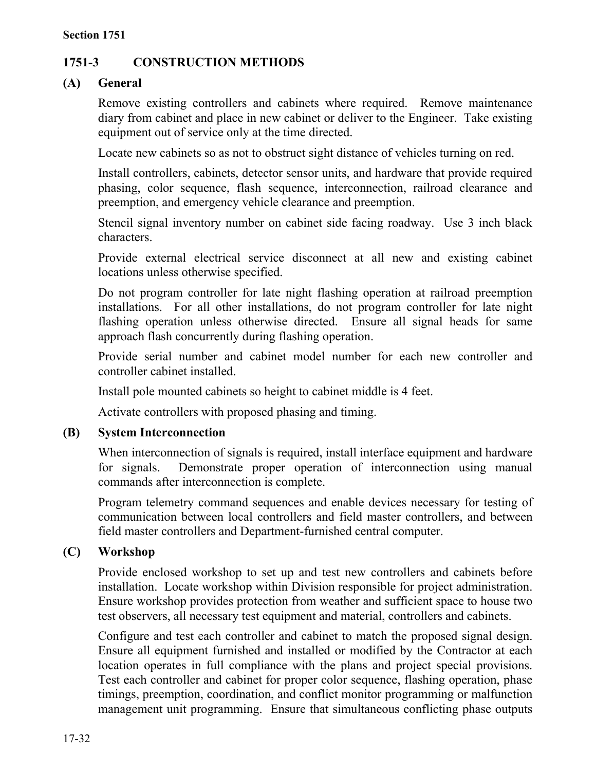## 1751-3 CONSTRUCTION METHODS

### (A) General

Remove existing controllers and cabinets where required. Remove maintenance diary from cabinet and place in new cabinet or deliver to the Engineer. Take existing equipment out of service only at the time directed.

Locate new cabinets so as not to obstruct sight distance of vehicles turning on red.

Install controllers, cabinets, detector sensor units, and hardware that provide required phasing, color sequence, flash sequence, interconnection, railroad clearance and preemption, and emergency vehicle clearance and preemption.

Stencil signal inventory number on cabinet side facing roadway. Use 3 inch black characters.

Provide external electrical service disconnect at all new and existing cabinet locations unless otherwise specified.

Do not program controller for late night flashing operation at railroad preemption installations. For all other installations, do not program controller for late night flashing operation unless otherwise directed. Ensure all signal heads for same approach flash concurrently during flashing operation.

Provide serial number and cabinet model number for each new controller and controller cabinet installed.

Install pole mounted cabinets so height to cabinet middle is 4 feet.

Activate controllers with proposed phasing and timing.

### (B) System Interconnection

When interconnection of signals is required, install interface equipment and hardware for signals. Demonstrate proper operation of interconnection using manual commands after interconnection is complete.

Program telemetry command sequences and enable devices necessary for testing of communication between local controllers and field master controllers, and between field master controllers and Department-furnished central computer.

### (C) Workshop

Provide enclosed workshop to set up and test new controllers and cabinets before installation. Locate workshop within Division responsible for project administration. Ensure workshop provides protection from weather and sufficient space to house two test observers, all necessary test equipment and material, controllers and cabinets.

Configure and test each controller and cabinet to match the proposed signal design. Ensure all equipment furnished and installed or modified by the Contractor at each location operates in full compliance with the plans and project special provisions. Test each controller and cabinet for proper color sequence, flashing operation, phase timings, preemption, coordination, and conflict monitor programming or malfunction management unit programming. Ensure that simultaneous conflicting phase outputs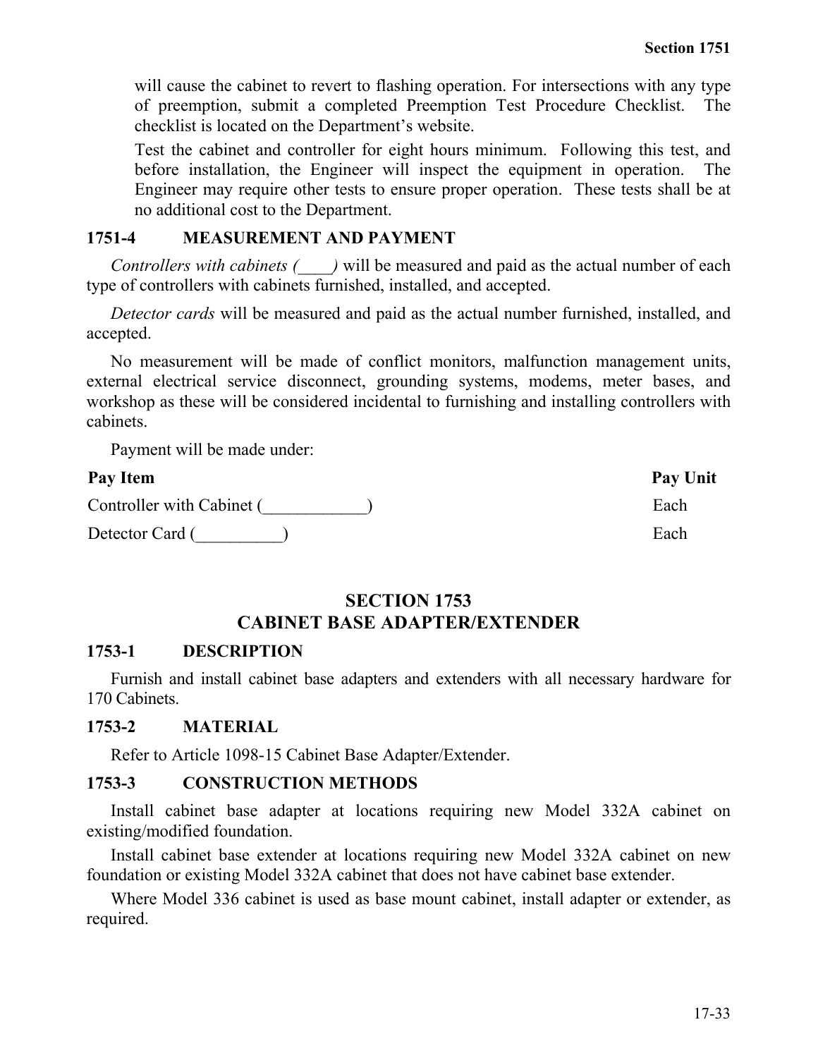will cause the cabinet to revert to flashing operation. For intersections with any type of preemption, submit a completed Preemption Test Procedure Checklist. The checklist is located on the Department's website.

Test the cabinet and controller for eight hours minimum. Following this test, and before installation, the Engineer will inspect the equipment in operation. The Engineer may require other tests to ensure proper operation. These tests shall be at no additional cost to the Department.

## 1751-4 MEASUREMENT AND PAYMENT

*Controllers with cabinets (____)* will be measured and paid as the actual number of each type of controllers with cabinets furnished, installed, and accepted.

*Detector cards* will be measured and paid as the actual number furnished, installed, and accepted.

No measurement will be made of conflict monitors, malfunction management units, external electrical service disconnect, grounding systems, modems, meter bases, and workshop as these will be considered incidental to furnishing and installing controllers with cabinets.

Payment will be made under:

| Pay Item | Pay Unit |
|---|---|
| Controller with Cabinet (____________) | Each |
| Detector Card (__________) | Each |

# SECTION 1753
# CABINET BASE ADAPTER/EXTENDER

## 1753-1 DESCRIPTION

Furnish and install cabinet base adapters and extenders with all necessary hardware for 170 Cabinets.

## 1753-2 MATERIAL

Refer to Article 1098-15 Cabinet Base Adapter/Extender.

## 1753-3 CONSTRUCTION METHODS

Install cabinet base adapter at locations requiring new Model 332A cabinet on existing/modified foundation.

Install cabinet base extender at locations requiring new Model 332A cabinet on new foundation or existing Model 332A cabinet that does not have cabinet base extender.

Where Model 336 cabinet is used as base mount cabinet, install adapter or extender, as required.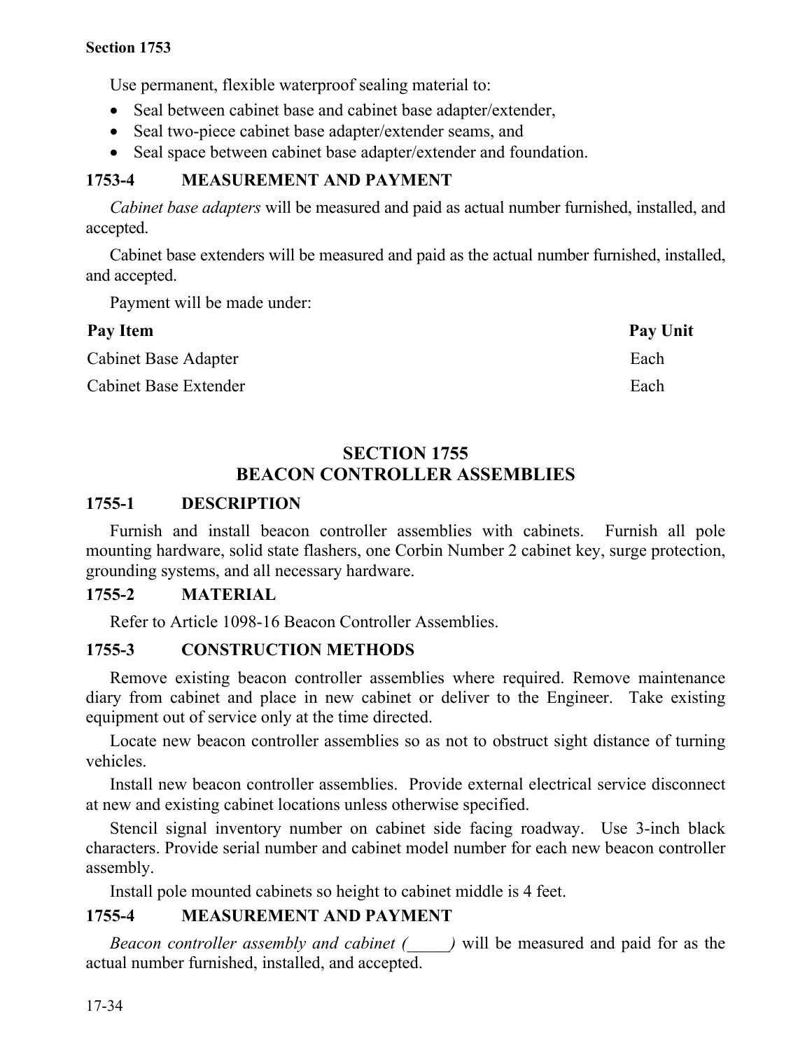Use permanent, flexible waterproof sealing material to:

- Seal between cabinet base and cabinet base adapter/extender,
- Seal two-piece cabinet base adapter/extender seams, and
- Seal space between cabinet base adapter/extender and foundation.

### 1753-4 MEASUREMENT AND PAYMENT

*Cabinet base adapters* will be measured and paid as actual number furnished, installed, and accepted.

Cabinet base extenders will be measured and paid as the actual number furnished, installed, and accepted.

Payment will be made under:

| Pay Item | Pay Unit |
|---|---|
| Cabinet Base Adapter | Each |
| Cabinet Base Extender | Each |

## SECTION 1755
## BEACON CONTROLLER ASSEMBLIES

### 1755-1 DESCRIPTION

Furnish and install beacon controller assemblies with cabinets. Furnish all pole mounting hardware, solid state flashers, one Corbin Number 2 cabinet key, surge protection, grounding systems, and all necessary hardware.

### 1755-2 MATERIAL

Refer to Article 1098-16 Beacon Controller Assemblies.

### 1755-3 CONSTRUCTION METHODS

Remove existing beacon controller assemblies where required. Remove maintenance diary from cabinet and place in new cabinet or deliver to the Engineer. Take existing equipment out of service only at the time directed.

Locate new beacon controller assemblies so as not to obstruct sight distance of turning vehicles.

Install new beacon controller assemblies. Provide external electrical service disconnect at new and existing cabinet locations unless otherwise specified.

Stencil signal inventory number on cabinet side facing roadway. Use 3-inch black characters. Provide serial number and cabinet model number for each new beacon controller assembly.

Install pole mounted cabinets so height to cabinet middle is 4 feet.

### 1755-4 MEASUREMENT AND PAYMENT

*Beacon controller assembly and cabinet (_____)* will be measured and paid for as the actual number furnished, installed, and accepted.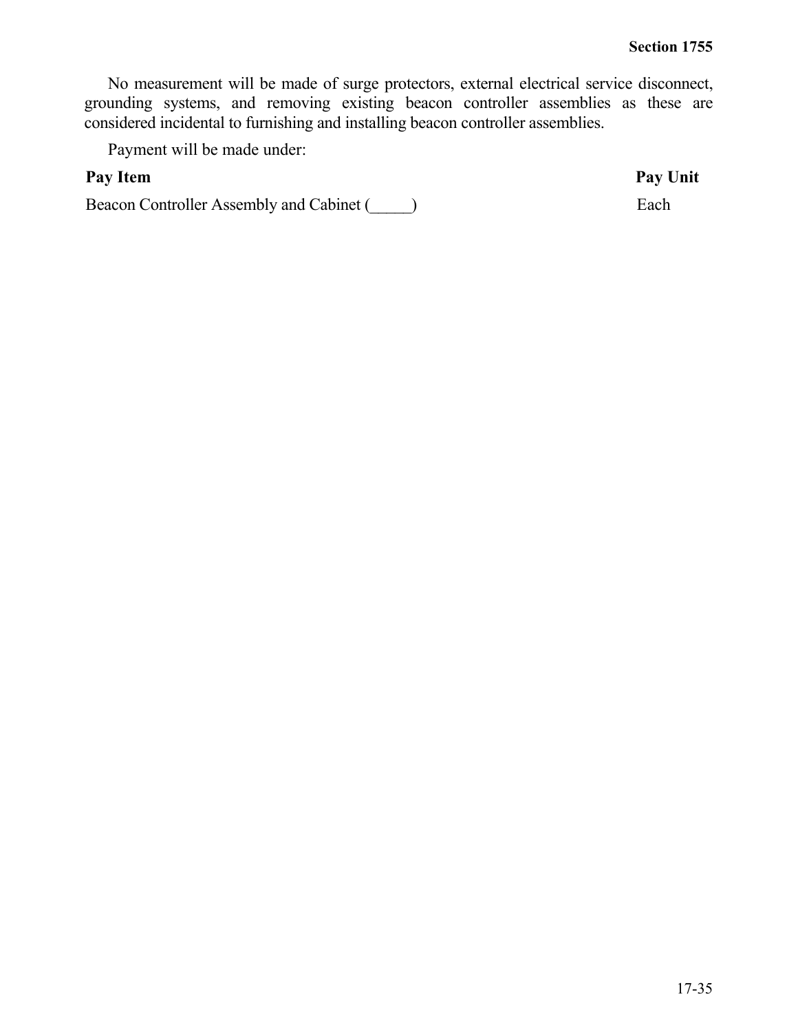No measurement will be made of surge protectors, external electrical service disconnect, grounding systems, and removing existing beacon controller assemblies as these are considered incidental to furnishing and installing beacon controller assemblies.

Payment will be made under:

| Pay Item | Pay Unit |
| --- | --- |
| Beacon Controller Assembly and Cabinet (_____) | Each |